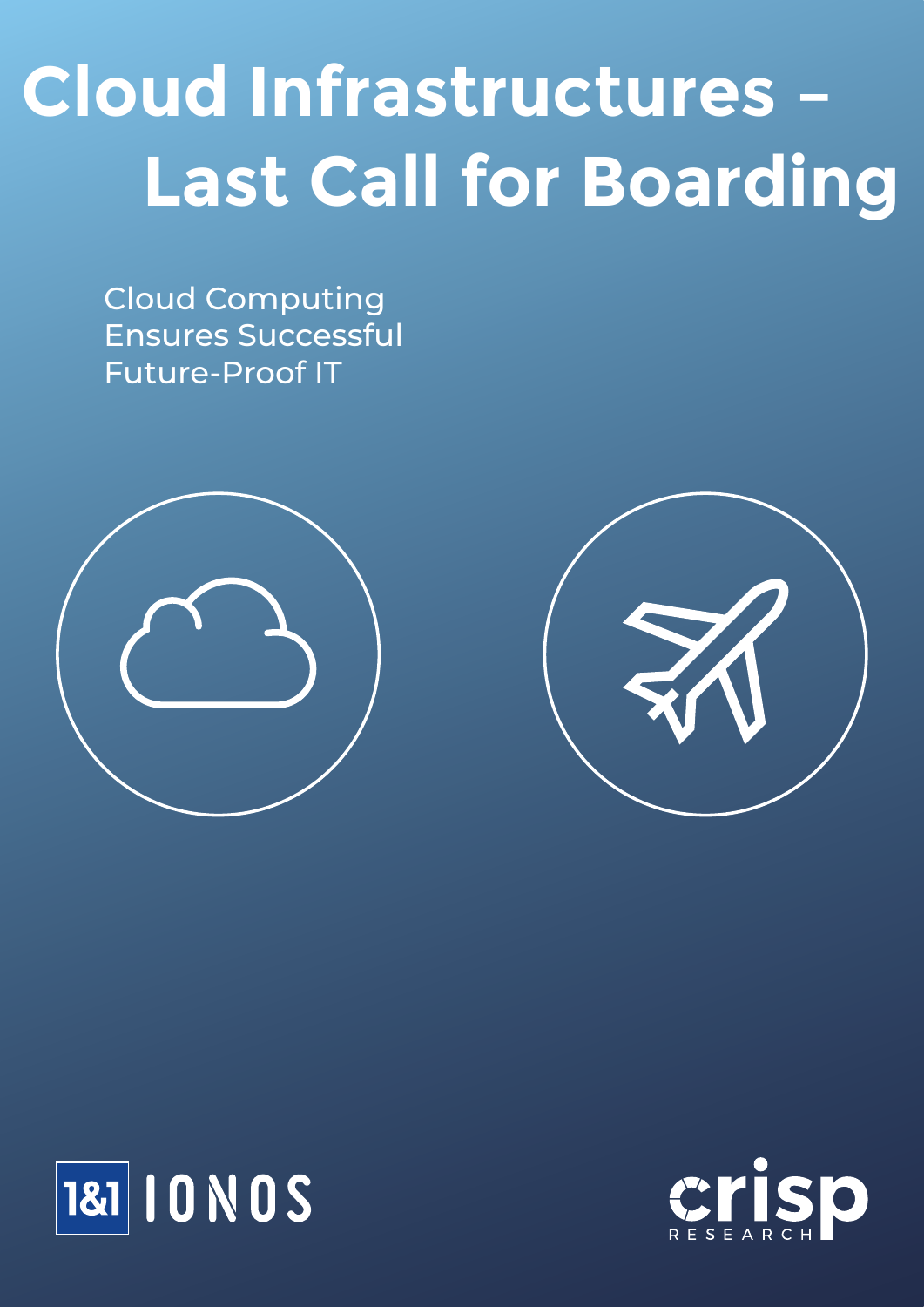# Cloud Infrastructures – Last Call for Boarding

Cloud Computing Ensures Successful Future-Proof IT

1&1 IONOS

crisp RESEARCH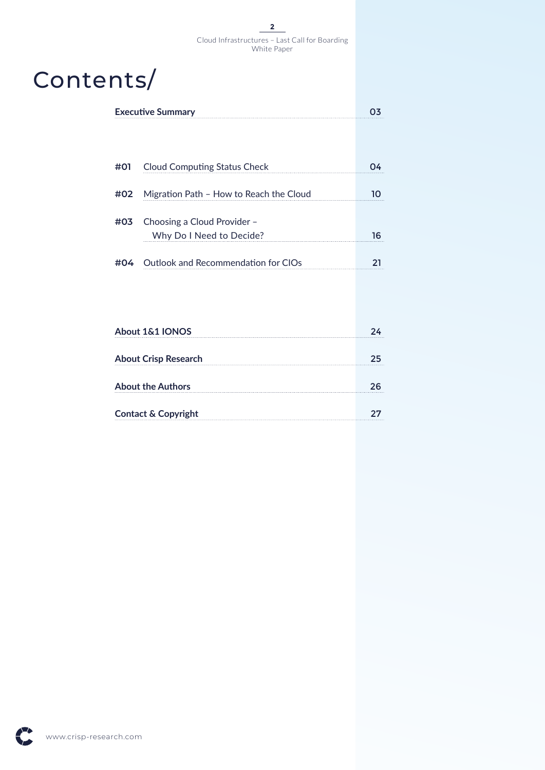# Contents/

| | | |
|---|---|---|
| **Executive Summary** | | 03 |
| #01 | Cloud Computing Status Check | 04 |
| #02 | Migration Path – How to Reach the Cloud | 10 |
| #03 | Choosing a Cloud Provider – Why Do I Need to Decide? | 16 |
| #04 | Outlook and Recommendation for CIOs | 21 |
| **About 1&1 IONOS** | | 24 |
| **About Crisp Research** | | 25 |
| **About the Authors** | | 26 |
| **Contact & Copyright** | | 27 |

www.crisp-research.com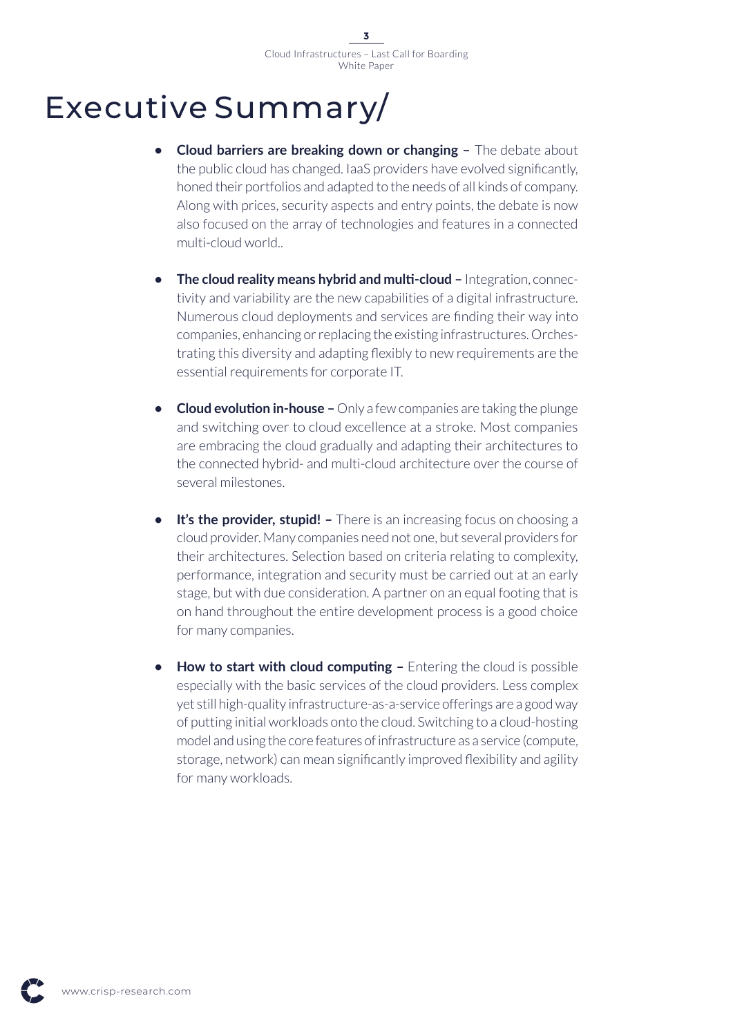# Executive Summary/

- **Cloud barriers are breaking down or changing –** The debate about the public cloud has changed. IaaS providers have evolved significantly, honed their portfolios and adapted to the needs of all kinds of company. Along with prices, security aspects and entry points, the debate is now also focused on the array of technologies and features in a connected multi-cloud world..

- **The cloud reality means hybrid and multi-cloud –** Integration, connectivity and variability are the new capabilities of a digital infrastructure. Numerous cloud deployments and services are finding their way into companies, enhancing or replacing the existing infrastructures. Orchestrating this diversity and adapting flexibly to new requirements are the essential requirements for corporate IT.

- **Cloud evolution in-house –** Only a few companies are taking the plunge and switching over to cloud excellence at a stroke. Most companies are embracing the cloud gradually and adapting their architectures to the connected hybrid- and multi-cloud architecture over the course of several milestones.

- **It's the provider, stupid! –** There is an increasing focus on choosing a cloud provider. Many companies need not one, but several providers for their architectures. Selection based on criteria relating to complexity, performance, integration and security must be carried out at an early stage, but with due consideration. A partner on an equal footing that is on hand throughout the entire development process is a good choice for many companies.

- **How to start with cloud computing –** Entering the cloud is possible especially with the basic services of the cloud providers. Less complex yet still high-quality infrastructure-as-a-service offerings are a good way of putting initial workloads onto the cloud. Switching to a cloud-hosting model and using the core features of infrastructure as a service (compute, storage, network) can mean significantly improved flexibility and agility for many workloads.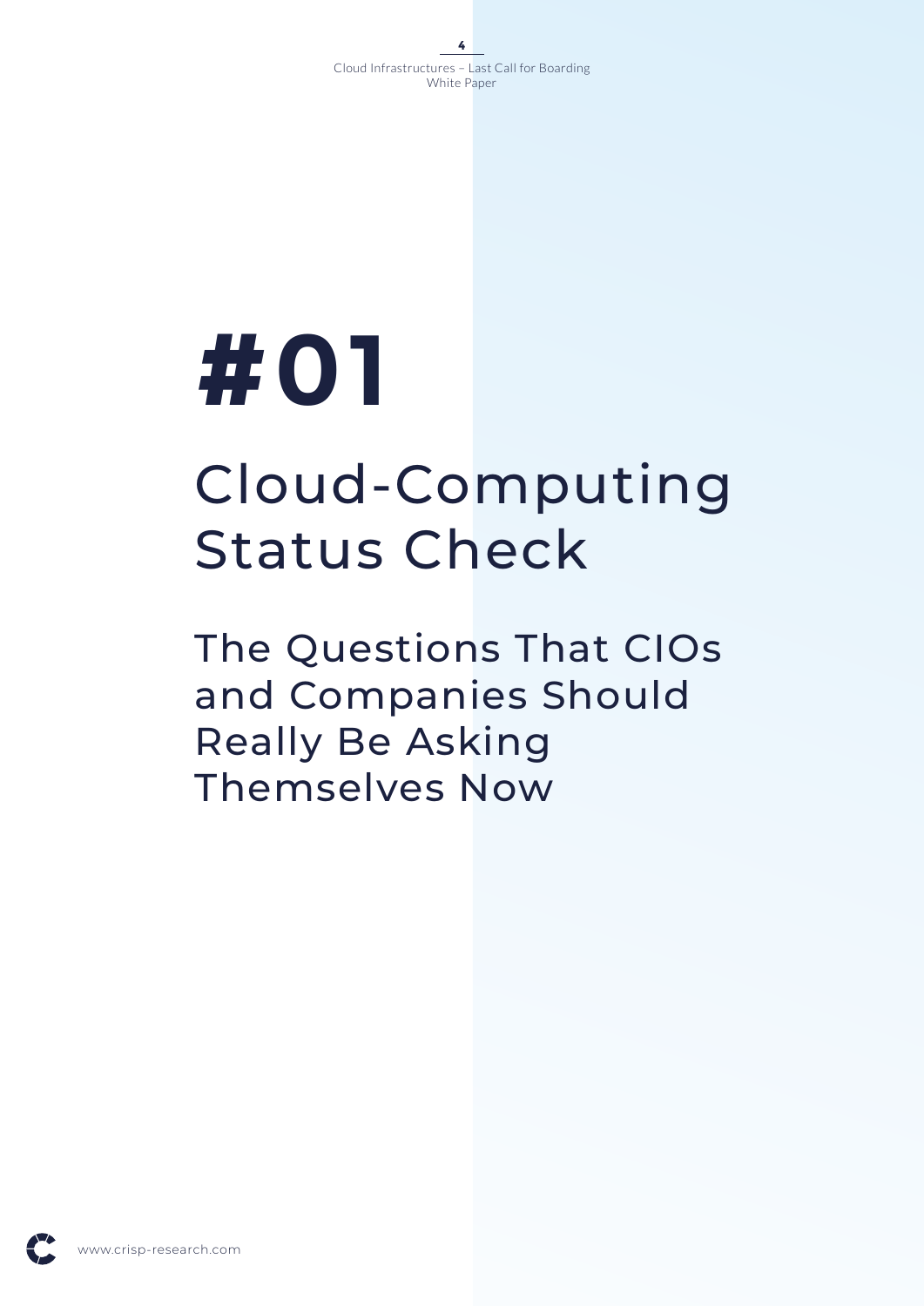# #01

# Cloud-Computing Status Check

## The Questions That CIOs and Companies Should Really Be Asking Themselves Now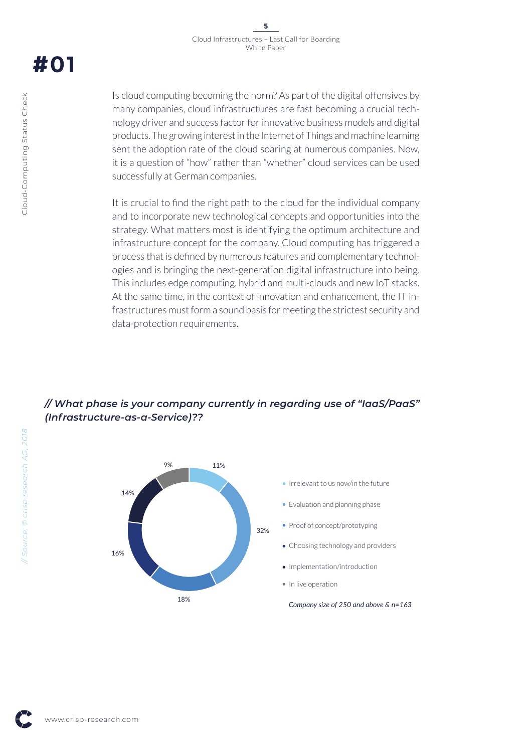# #01

Is cloud computing becoming the norm? As part of the digital offensives by many companies, cloud infrastructures are fast becoming a crucial technology driver and success factor for innovative business models and digital products. The growing interest in the Internet of Things and machine learning sent the adoption rate of the cloud soaring at numerous companies. Now, it is a question of "how" rather than "whether" cloud services can be used successfully at German companies.

It is crucial to find the right path to the cloud for the individual company and to incorporate new technological concepts and opportunities into the strategy. What matters most is identifying the optimum architecture and infrastructure concept for the company. Cloud computing has triggered a process that is defined by numerous features and complementary technologies and is bringing the next-generation digital infrastructure into being. This includes edge computing, hybrid and multi-clouds and new IoT stacks. At the same time, in the context of innovation and enhancement, the IT infrastructures must form a sound basis for meeting the strictest security and data-protection requirements.

***// What phase is your company currently in regarding use of "IaaS/PaaS" (Infrastructure-as-a-Service)??***

| Phase | Share |
|---|---|
| Irrelevant to us now/in the future | 11% |
| Evaluation and planning phase | 32% |
| Proof of concept/prototyping | 18% |
| Choosing technology and providers | 16% |
| Implementation/introduction | 14% |
| In live operation | 9% |

*Company size of 250 and above & n=163*

*// Source: © crisp research AG, 2018*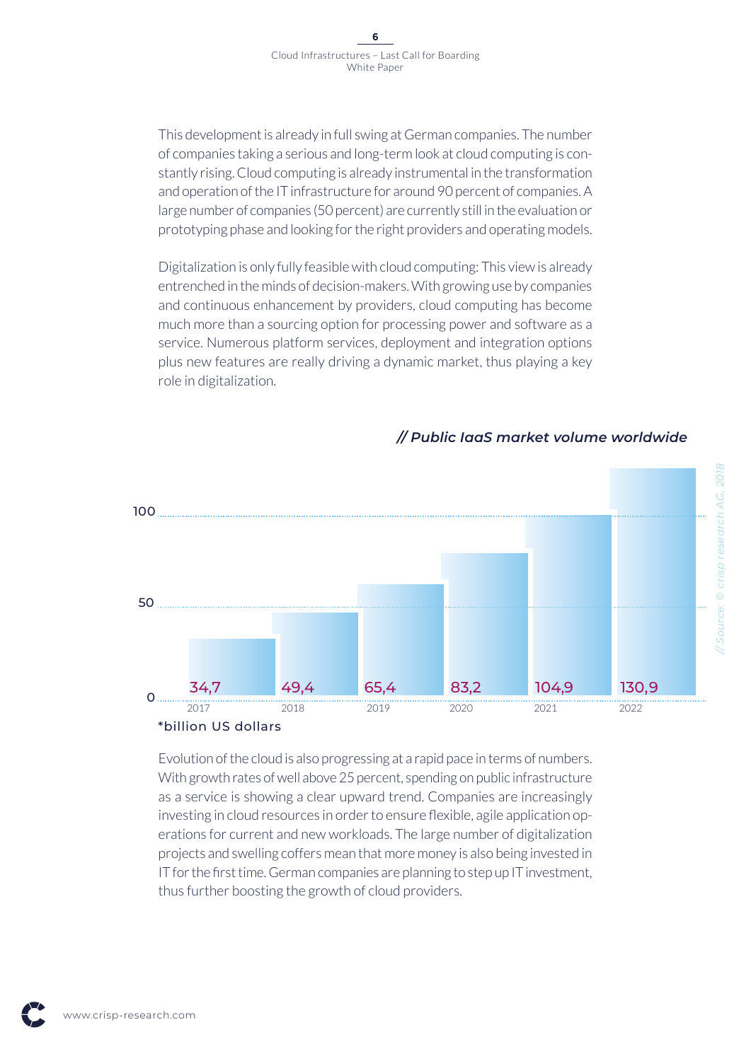This development is already in full swing at German companies. The number of companies taking a serious and long-term look at cloud computing is constantly rising. Cloud computing is already instrumental in the transformation and operation of the IT infrastructure for around 90 percent of companies. A large number of companies (50 percent) are currently still in the evaluation or prototyping phase and looking for the right providers and operating models.

Digitalization is only fully feasible with cloud computing: This view is already entrenched in the minds of decision-makers. With growing use by companies and continuous enhancement by providers, cloud computing has become much more than a sourcing option for processing power and software as a service. Numerous platform services, deployment and integration options plus new features are really driving a dynamic market, thus playing a key role in digitalization.

***// Public IaaS market volume worldwide***

| Year | Market volume* |
|---|---|
| 2017 | 34,7 |
| 2018 | 49,4 |
| 2019 | 65,4 |
| 2020 | 83,2 |
| 2021 | 104,9 |
| 2022 | 130,9 |

*billion US dollars

// Source: © crisp research AG, 2018

Evolution of the cloud is also progressing at a rapid pace in terms of numbers. With growth rates of well above 25 percent, spending on public infrastructure as a service is showing a clear upward trend. Companies are increasingly investing in cloud resources in order to ensure flexible, agile application operations for current and new workloads. The large number of digitalization projects and swelling coffers mean that more money is also being invested in IT for the first time. German companies are planning to step up IT investment, thus further boosting the growth of cloud providers.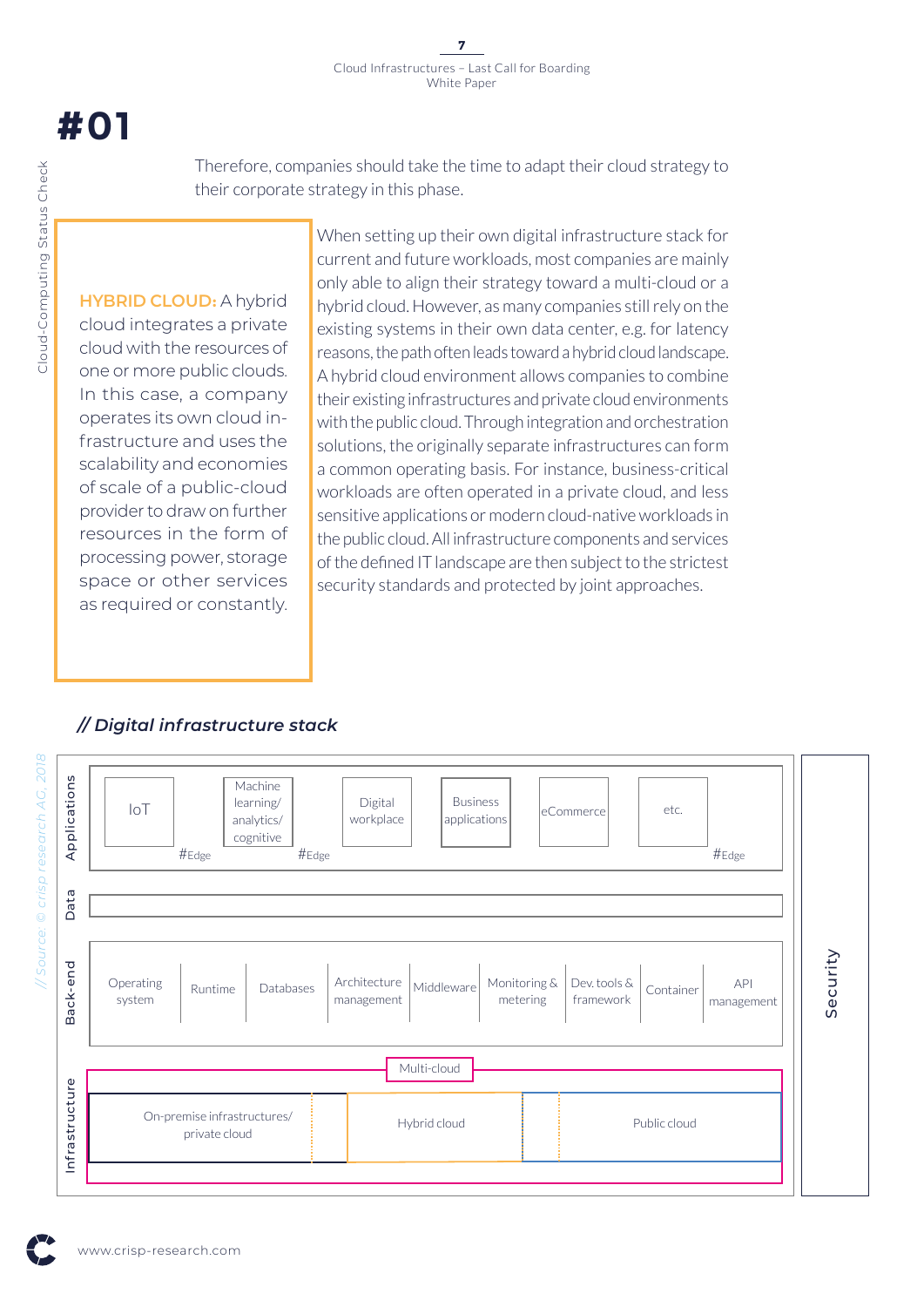# #01

Therefore, companies should take the time to adapt their cloud strategy to their corporate strategy in this phase.

**HYBRID CLOUD:** A hybrid cloud integrates a private cloud with the resources of one or more public clouds. In this case, a company operates its own cloud infrastructure and uses the scalability and economies of scale of a public-cloud provider to draw on further resources in the form of processing power, storage space or other services as required or constantly.

When setting up their own digital infrastructure stack for current and future workloads, most companies are mainly only able to align their strategy toward a multi-cloud or a hybrid cloud. However, as many companies still rely on the existing systems in their own data center, e.g. for latency reasons, the path often leads toward a hybrid cloud landscape. A hybrid cloud environment allows companies to combine their existing infrastructures and private cloud environments with the public cloud. Through integration and orchestration solutions, the originally separate infrastructures can form a common operating basis. For instance, business-critical workloads are often operated in a private cloud, and less sensitive applications or modern cloud-native workloads in the public cloud. All infrastructure components and services of the defined IT landscape are then subject to the strictest security standards and protected by joint approaches.

***// Digital infrastructure stack***

**Applications:** IoT | Machine learning/ analytics/ cognitive | Digital workplace | Business applications | eCommerce | etc. — #Edge #Edge #Edge

**Data**

**Back-end:** Operating system | Runtime | Databases | Architecture management | Middleware | Monitoring & metering | Dev. tools & framework | Container | API management

**Infrastructure:** Multi-cloud — On-premise infrastructures/ private cloud | Hybrid cloud | Public cloud

**Security**

*// Source: © crisp research AG, 2018*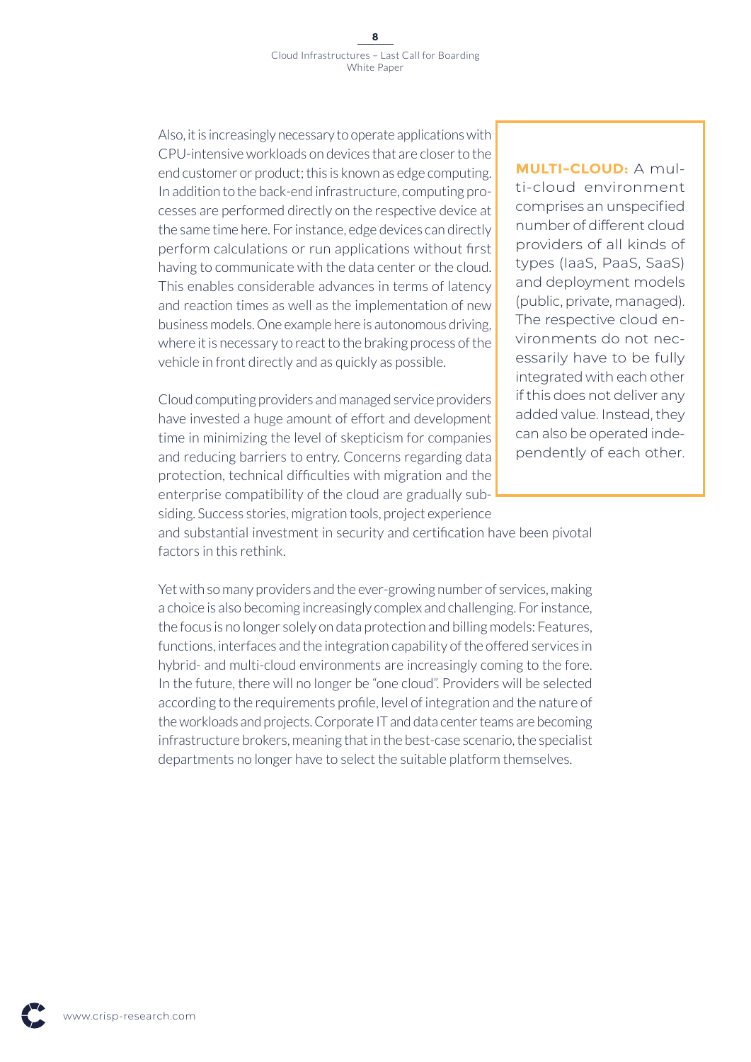Also, it is increasingly necessary to operate applications with CPU-intensive workloads on devices that are closer to the end customer or product; this is known as edge computing. In addition to the back-end infrastructure, computing processes are performed directly on the respective device at the same time here. For instance, edge devices can directly perform calculations or run applications without first having to communicate with the data center or the cloud. This enables considerable advances in terms of latency and reaction times as well as the implementation of new business models. One example here is autonomous driving, where it is necessary to react to the braking process of the vehicle in front directly and as quickly as possible.

> **MULTI-CLOUD:** A multi-cloud environment comprises an unspecified number of different cloud providers of all kinds of types (IaaS, PaaS, SaaS) and deployment models (public, private, managed). The respective cloud environments do not necessarily have to be fully integrated with each other if this does not deliver any added value. Instead, they can also be operated independently of each other.

Cloud computing providers and managed service providers have invested a huge amount of effort and development time in minimizing the level of skepticism for companies and reducing barriers to entry. Concerns regarding data protection, technical difficulties with migration and the enterprise compatibility of the cloud are gradually subsiding. Success stories, migration tools, project experience and substantial investment in security and certification have been pivotal factors in this rethink.

Yet with so many providers and the ever-growing number of services, making a choice is also becoming increasingly complex and challenging. For instance, the focus is no longer solely on data protection and billing models: Features, functions, interfaces and the integration capability of the offered services in hybrid- and multi-cloud environments are increasingly coming to the fore. In the future, there will no longer be "one cloud". Providers will be selected according to the requirements profile, level of integration and the nature of the workloads and projects. Corporate IT and data center teams are becoming infrastructure brokers, meaning that in the best-case scenario, the specialist departments no longer have to select the suitable platform themselves.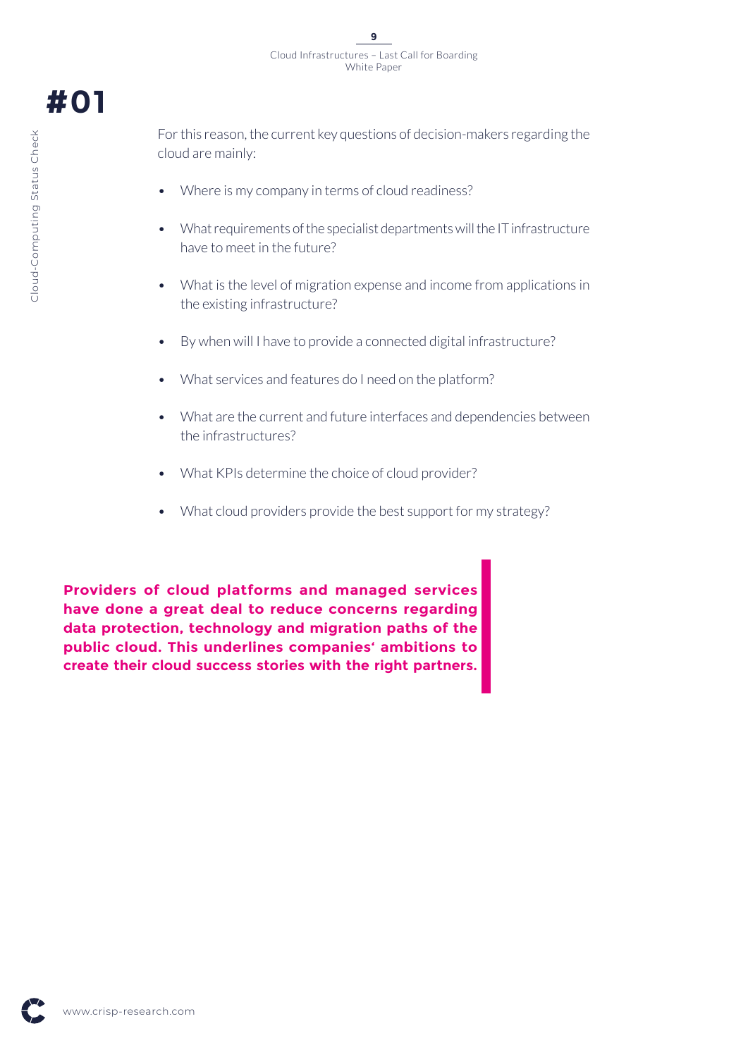# #01

For this reason, the current key questions of decision-makers regarding the cloud are mainly:

- Where is my company in terms of cloud readiness?
- What requirements of the specialist departments will the IT infrastructure have to meet in the future?
- What is the level of migration expense and income from applications in the existing infrastructure?
- By when will I have to provide a connected digital infrastructure?
- What services and features do I need on the platform?
- What are the current and future interfaces and dependencies between the infrastructures?
- What KPIs determine the choice of cloud provider?
- What cloud providers provide the best support for my strategy?

**Providers of cloud platforms and managed services have done a great deal to reduce concerns regarding data protection, technology and migration paths of the public cloud. This underlines companies' ambitions to create their cloud success stories with the right partners.**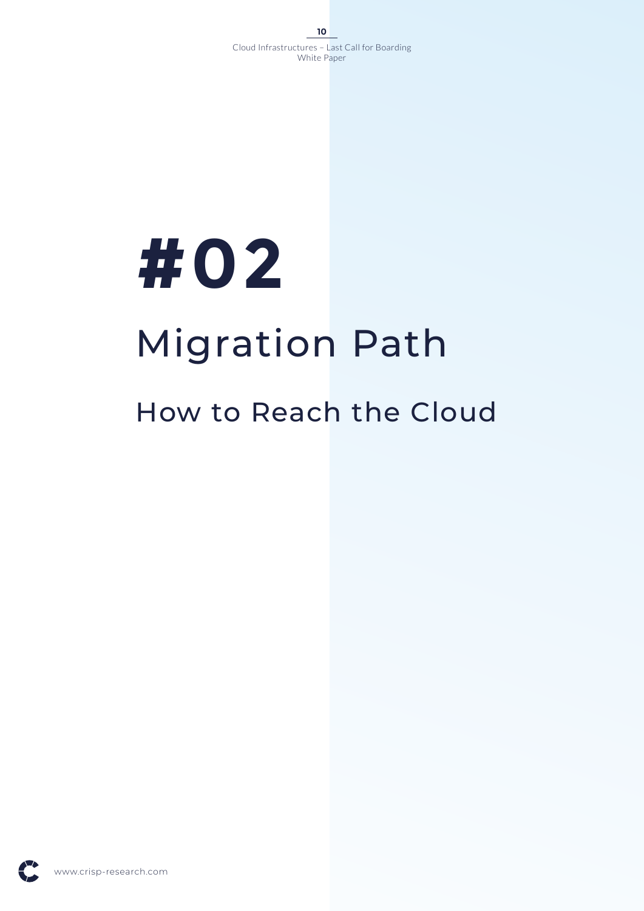# #02

# Migration Path

## How to Reach the Cloud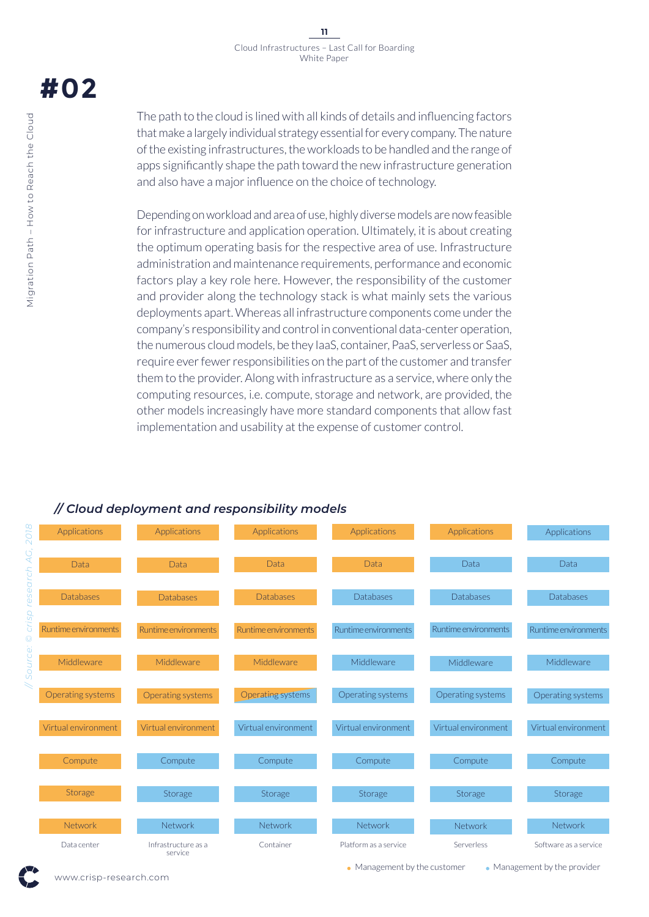# #02

The path to the cloud is lined with all kinds of details and influencing factors that make a largely individual strategy essential for every company. The nature of the existing infrastructures, the workloads to be handled and the range of apps significantly shape the path toward the new infrastructure generation and also have a major influence on the choice of technology.

Depending on workload and area of use, highly diverse models are now feasible for infrastructure and application operation. Ultimately, it is about creating the optimum operating basis for the respective area of use. Infrastructure administration and maintenance requirements, performance and economic factors play a key role here. However, the responsibility of the customer and provider along the technology stack is what mainly sets the various deployments apart. Whereas all infrastructure components come under the company's responsibility and control in conventional data-center operation, the numerous cloud models, be they IaaS, container, PaaS, serverless or SaaS, require ever fewer responsibilities on the part of the customer and transfer them to the provider. Along with infrastructure as a service, where only the computing resources, i.e. compute, storage and network, are provided, the other models increasingly have more standard components that allow fast implementation and usability at the expense of customer control.

## // Cloud deployment and responsibility models

| | Data center | Infrastructure as a service | Container | Platform as a service | Serverless | Software as a service |
|---|---|---|---|---|---|---|
| Applications | Customer | Customer | Customer | Customer | Customer | Provider |
| Data | Customer | Customer | Customer | Customer | Provider | Provider |
| Databases | Customer | Customer | Customer | Provider | Provider | Provider |
| Runtime environments | Customer | Customer | Customer | Provider | Provider | Provider |
| Middleware | Customer | Customer | Customer | Provider | Provider | Provider |
| Operating systems | Customer | Customer | Customer / Provider | Provider | Provider | Provider |
| Virtual environment | Customer | Customer | Provider | Provider | Provider | Provider |
| Compute | Customer | Provider | Provider | Provider | Provider | Provider |
| Storage | Customer | Provider | Provider | Provider | Provider | Provider |
| Network | Customer | Provider | Provider | Provider | Provider | Provider |

• Management by the customer • Management by the provider

// Source: © crisp research AG, 2018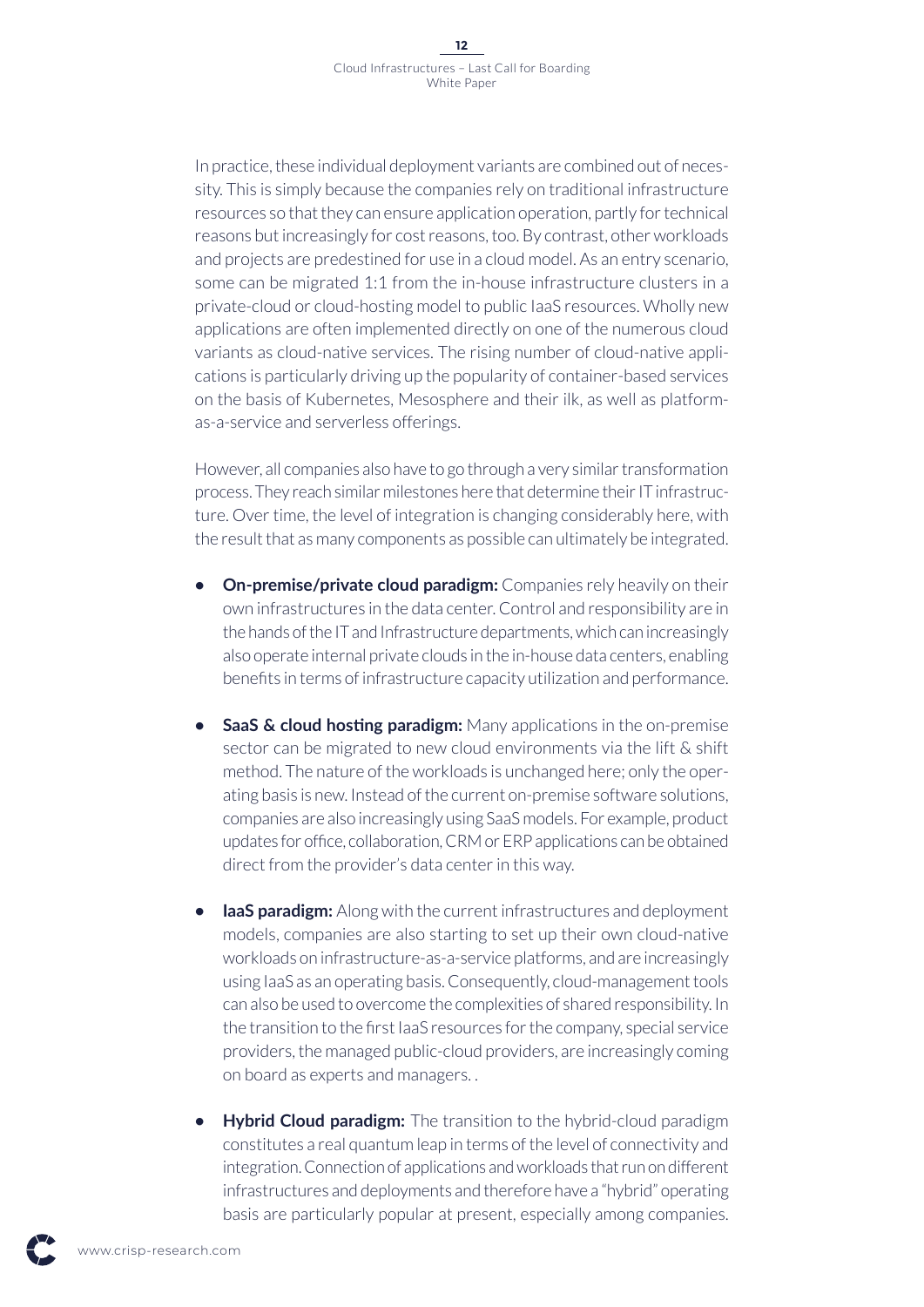In practice, these individual deployment variants are combined out of necessity. This is simply because the companies rely on traditional infrastructure resources so that they can ensure application operation, partly for technical reasons but increasingly for cost reasons, too. By contrast, other workloads and projects are predestined for use in a cloud model. As an entry scenario, some can be migrated 1:1 from the in-house infrastructure clusters in a private-cloud or cloud-hosting model to public IaaS resources. Wholly new applications are often implemented directly on one of the numerous cloud variants as cloud-native services. The rising number of cloud-native applications is particularly driving up the popularity of container-based services on the basis of Kubernetes, Mesosphere and their ilk, as well as platform-as-a-service and serverless offerings.

However, all companies also have to go through a very similar transformation process. They reach similar milestones here that determine their IT infrastructure. Over time, the level of integration is changing considerably here, with the result that as many components as possible can ultimately be integrated.

- **On-premise/private cloud paradigm:** Companies rely heavily on their own infrastructures in the data center. Control and responsibility are in the hands of the IT and Infrastructure departments, which can increasingly also operate internal private clouds in the in-house data centers, enabling benefits in terms of infrastructure capacity utilization and performance.

- **SaaS & cloud hosting paradigm:** Many applications in the on-premise sector can be migrated to new cloud environments via the lift & shift method. The nature of the workloads is unchanged here; only the operating basis is new. Instead of the current on-premise software solutions, companies are also increasingly using SaaS models. For example, product updates for office, collaboration, CRM or ERP applications can be obtained direct from the provider's data center in this way.

- **IaaS paradigm:** Along with the current infrastructures and deployment models, companies are also starting to set up their own cloud-native workloads on infrastructure-as-a-service platforms, and are increasingly using IaaS as an operating basis. Consequently, cloud-management tools can also be used to overcome the complexities of shared responsibility. In the transition to the first IaaS resources for the company, special service providers, the managed public-cloud providers, are increasingly coming on board as experts and managers. .

- **Hybrid Cloud paradigm:** The transition to the hybrid-cloud paradigm constitutes a real quantum leap in terms of the level of connectivity and integration. Connection of applications and workloads that run on different infrastructures and deployments and therefore have a "hybrid" operating basis are particularly popular at present, especially among companies.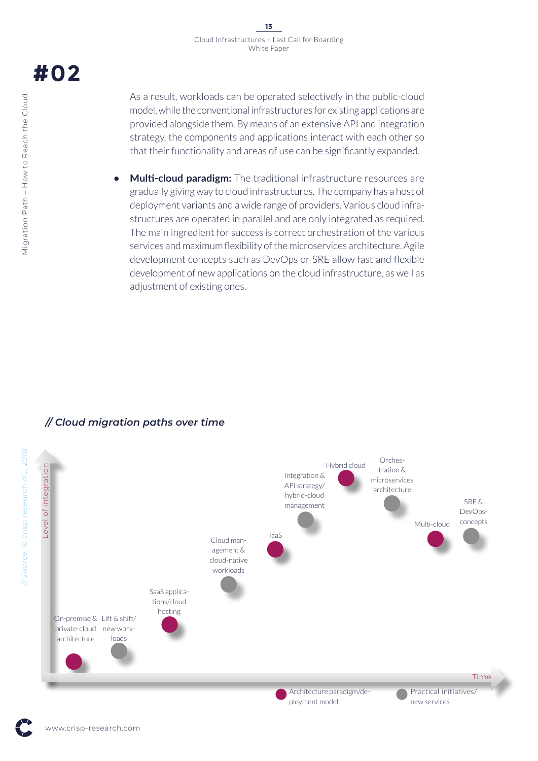# #02

As a result, workloads can be operated selectively in the public-cloud model, while the conventional infrastructures for existing applications are provided alongside them. By means of an extensive API and integration strategy, the components and applications interact with each other so that their functionality and areas of use can be significantly expanded.

- **Multi-cloud paradigm:** The traditional infrastructure resources are gradually giving way to cloud infrastructures. The company has a host of deployment variants and a wide range of providers. Various cloud infrastructures are operated in parallel and are only integrated as required. The main ingredient for success is correct orchestration of the various services and maximum flexibility of the microservices architecture. Agile development concepts such as DevOps or SRE allow fast and flexible development of new applications on the cloud infrastructure, as well as adjustment of existing ones.

*// Cloud migration paths over time*

Level of integration

On-premise & private-cloud architecture · Lift & shift/ new workloads · SaaS applications/cloud hosting · Cloud management & cloud-native workloads · IaaS · Integration & API strategy/ hybrid-cloud management · Hybrid cloud · Orchestration & microservices architecture · Multi-cloud · SRE & DevOps-concepts

Time

● Architecture paradigm/deployment model ● Practical initiatives/ new services

// Source: © crisp research AG, 2018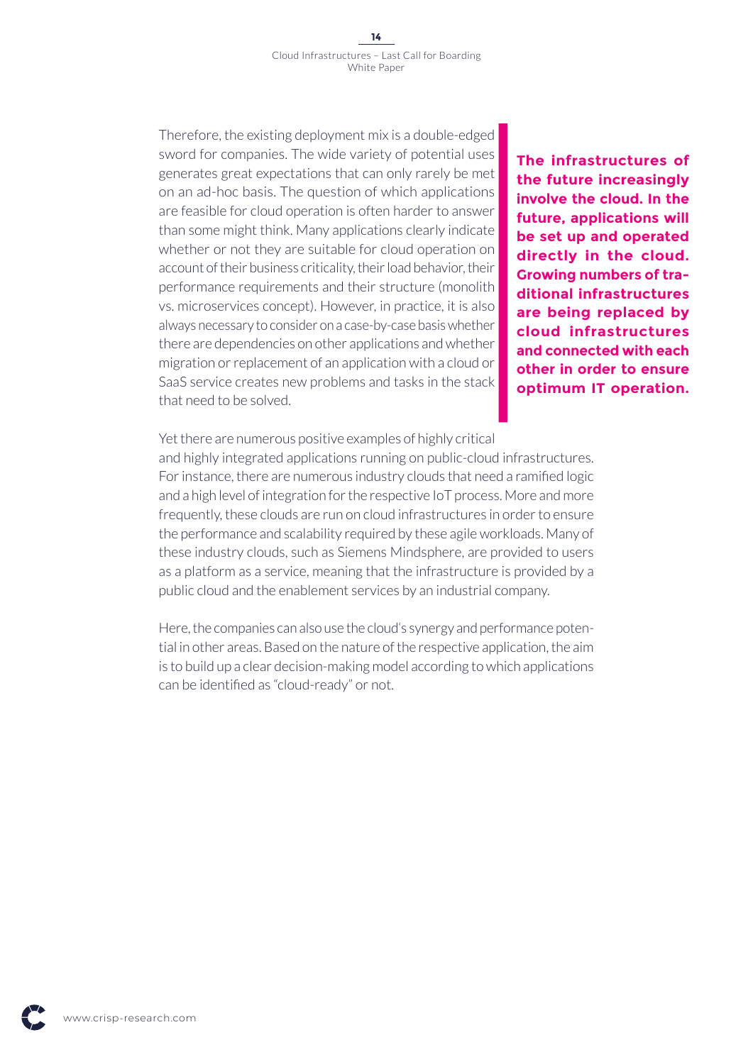Therefore, the existing deployment mix is a double-edged sword for companies. The wide variety of potential uses generates great expectations that can only rarely be met on an ad-hoc basis. The question of which applications are feasible for cloud operation is often harder to answer than some might think. Many applications clearly indicate whether or not they are suitable for cloud operation on account of their business criticality, their load behavior, their performance requirements and their structure (monolith vs. microservices concept). However, in practice, it is also always necessary to consider on a case-by-case basis whether there are dependencies on other applications and whether migration or replacement of an application with a cloud or SaaS service creates new problems and tasks in the stack that need to be solved.

**The infrastructures of the future increasingly involve the cloud. In the future, applications will be set up and operated directly in the cloud. Growing numbers of traditional infrastructures are being replaced by cloud infrastructures and connected with each other in order to ensure optimum IT operation.**

Yet there are numerous positive examples of highly critical and highly integrated applications running on public-cloud infrastructures. For instance, there are numerous industry clouds that need a ramified logic and a high level of integration for the respective IoT process. More and more frequently, these clouds are run on cloud infrastructures in order to ensure the performance and scalability required by these agile workloads. Many of these industry clouds, such as Siemens Mindsphere, are provided to users as a platform as a service, meaning that the infrastructure is provided by a public cloud and the enablement services by an industrial company.

Here, the companies can also use the cloud's synergy and performance potential in other areas. Based on the nature of the respective application, the aim is to build up a clear decision-making model according to which applications can be identified as "cloud-ready" or not.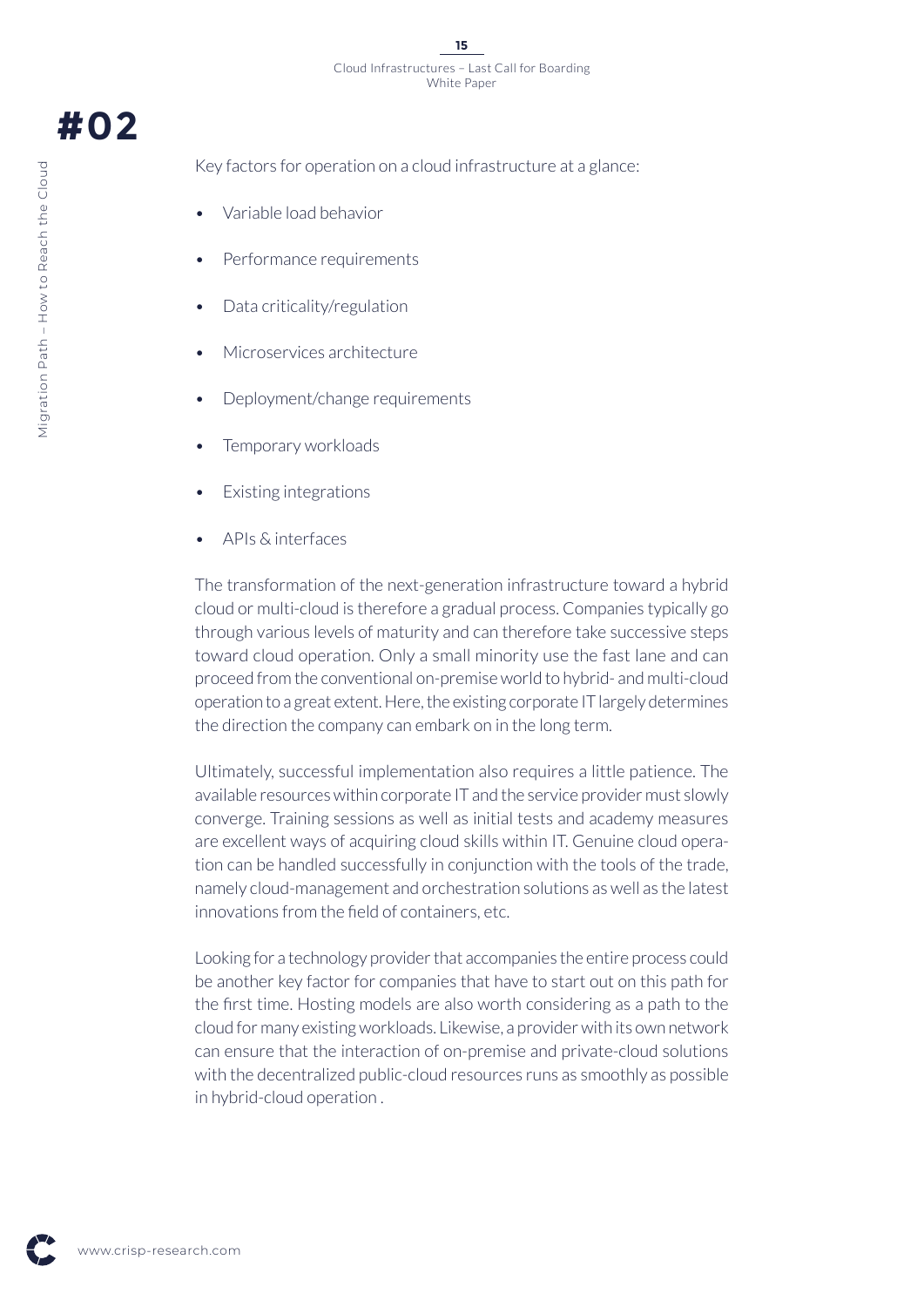# #02

Key factors for operation on a cloud infrastructure at a glance:

- Variable load behavior
- Performance requirements
- Data criticality/regulation
- Microservices architecture
- Deployment/change requirements
- Temporary workloads
- Existing integrations
- APIs & interfaces

The transformation of the next-generation infrastructure toward a hybrid cloud or multi-cloud is therefore a gradual process. Companies typically go through various levels of maturity and can therefore take successive steps toward cloud operation. Only a small minority use the fast lane and can proceed from the conventional on-premise world to hybrid- and multi-cloud operation to a great extent. Here, the existing corporate IT largely determines the direction the company can embark on in the long term.

Ultimately, successful implementation also requires a little patience. The available resources within corporate IT and the service provider must slowly converge. Training sessions as well as initial tests and academy measures are excellent ways of acquiring cloud skills within IT. Genuine cloud operation can be handled successfully in conjunction with the tools of the trade, namely cloud-management and orchestration solutions as well as the latest innovations from the field of containers, etc.

Looking for a technology provider that accompanies the entire process could be another key factor for companies that have to start out on this path for the first time. Hosting models are also worth considering as a path to the cloud for many existing workloads. Likewise, a provider with its own network can ensure that the interaction of on-premise and private-cloud solutions with the decentralized public-cloud resources runs as smoothly as possible in hybrid-cloud operation .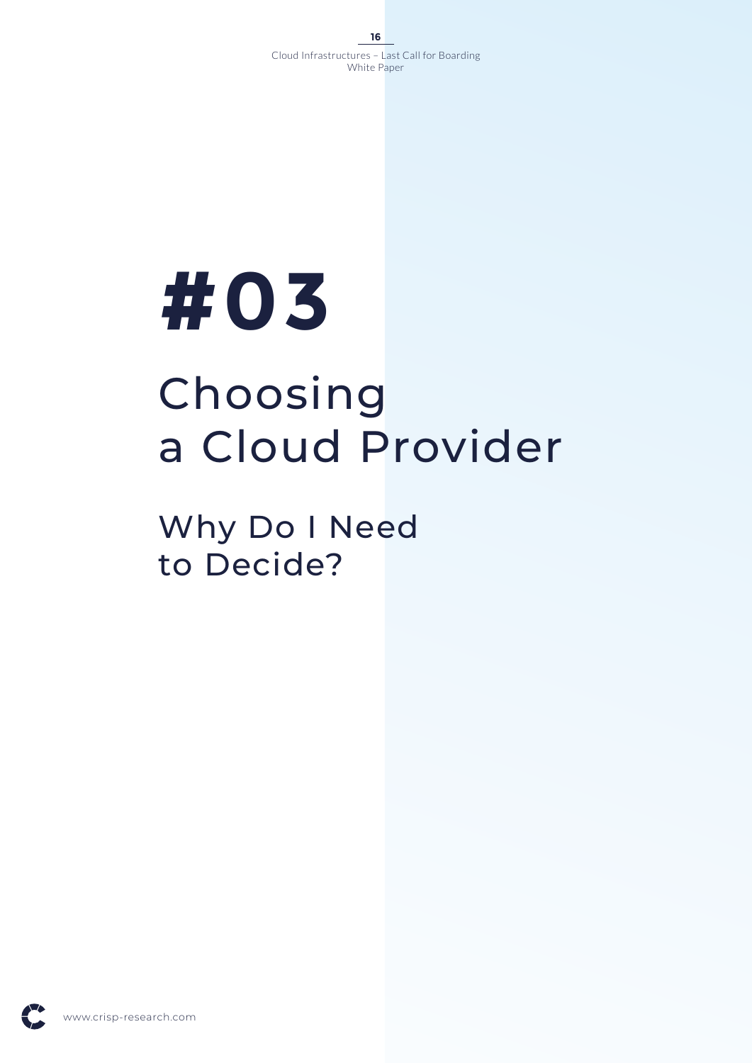# #03

# Choosing a Cloud Provider

## Why Do I Need to Decide?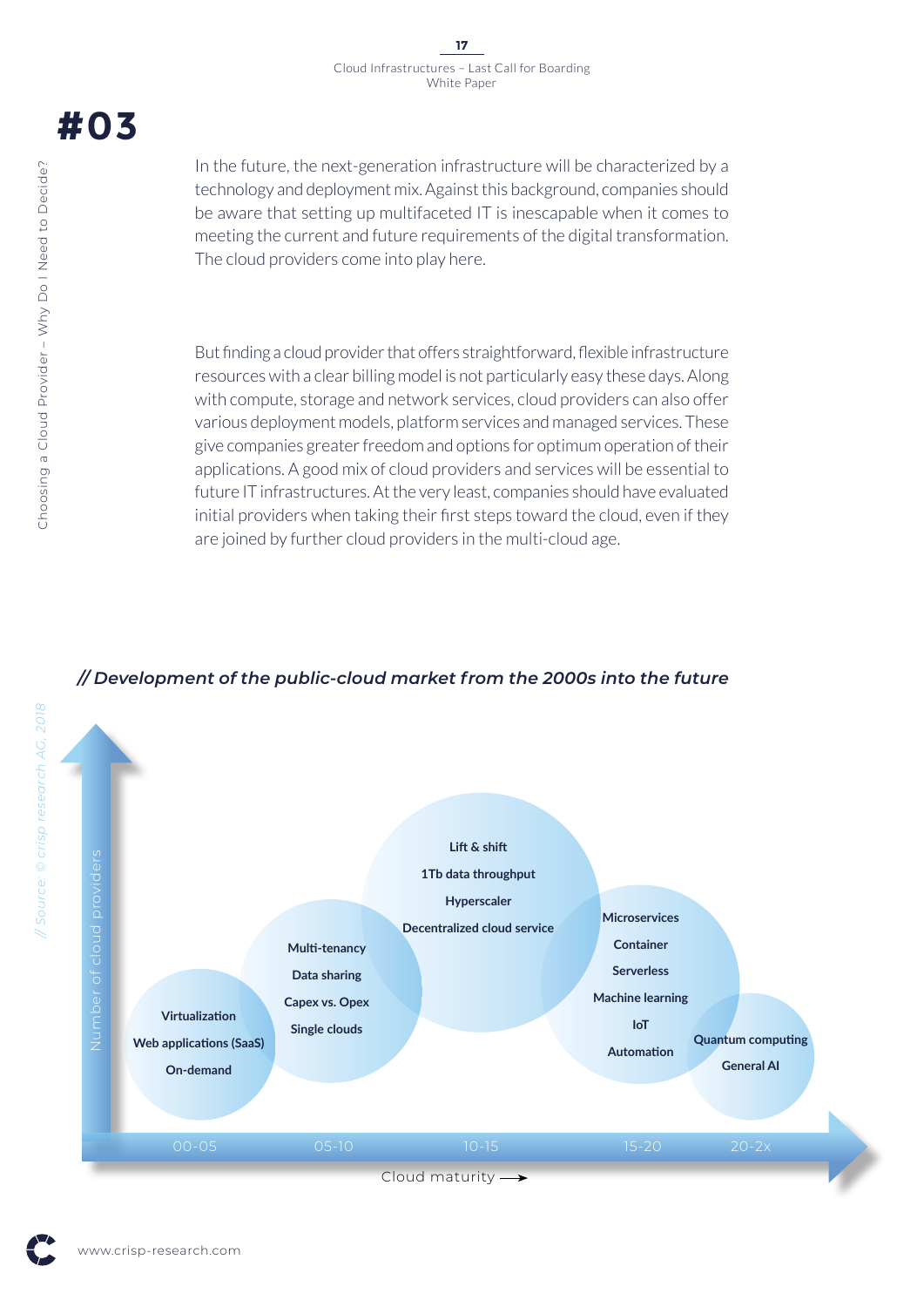# #03

In the future, the next-generation infrastructure will be characterized by a technology and deployment mix. Against this background, companies should be aware that setting up multifaceted IT is inescapable when it comes to meeting the current and future requirements of the digital transformation. The cloud providers come into play here.

But finding a cloud provider that offers straightforward, flexible infrastructure resources with a clear billing model is not particularly easy these days. Along with compute, storage and network services, cloud providers can also offer various deployment models, platform services and managed services. These give companies greater freedom and options for optimum operation of their applications. A good mix of cloud providers and services will be essential to future IT infrastructures. At the very least, companies should have evaluated initial providers when taking their first steps toward the cloud, even if they are joined by further cloud providers in the multi-cloud age.

*// Development of the public-cloud market from the 2000s into the future*

| Cloud maturity | Topics |
|---|---|
| 00-05 | Virtualization, Web applications (SaaS), On-demand |
| 05-10 | Multi-tenancy, Data sharing, Capex vs. Opex, Single clouds |
| 10-15 | Lift & shift, 1Tb data throughput, Hyperscaler, Decentralized cloud service |
| 15-20 | Microservices, Container, Serverless, Machine learning, IoT, Automation |
| 20-2x | Quantum computing, General AI |

Y-axis: Number of cloud providers; X-axis: Cloud maturity

*// Source: © crisp research AG, 2018*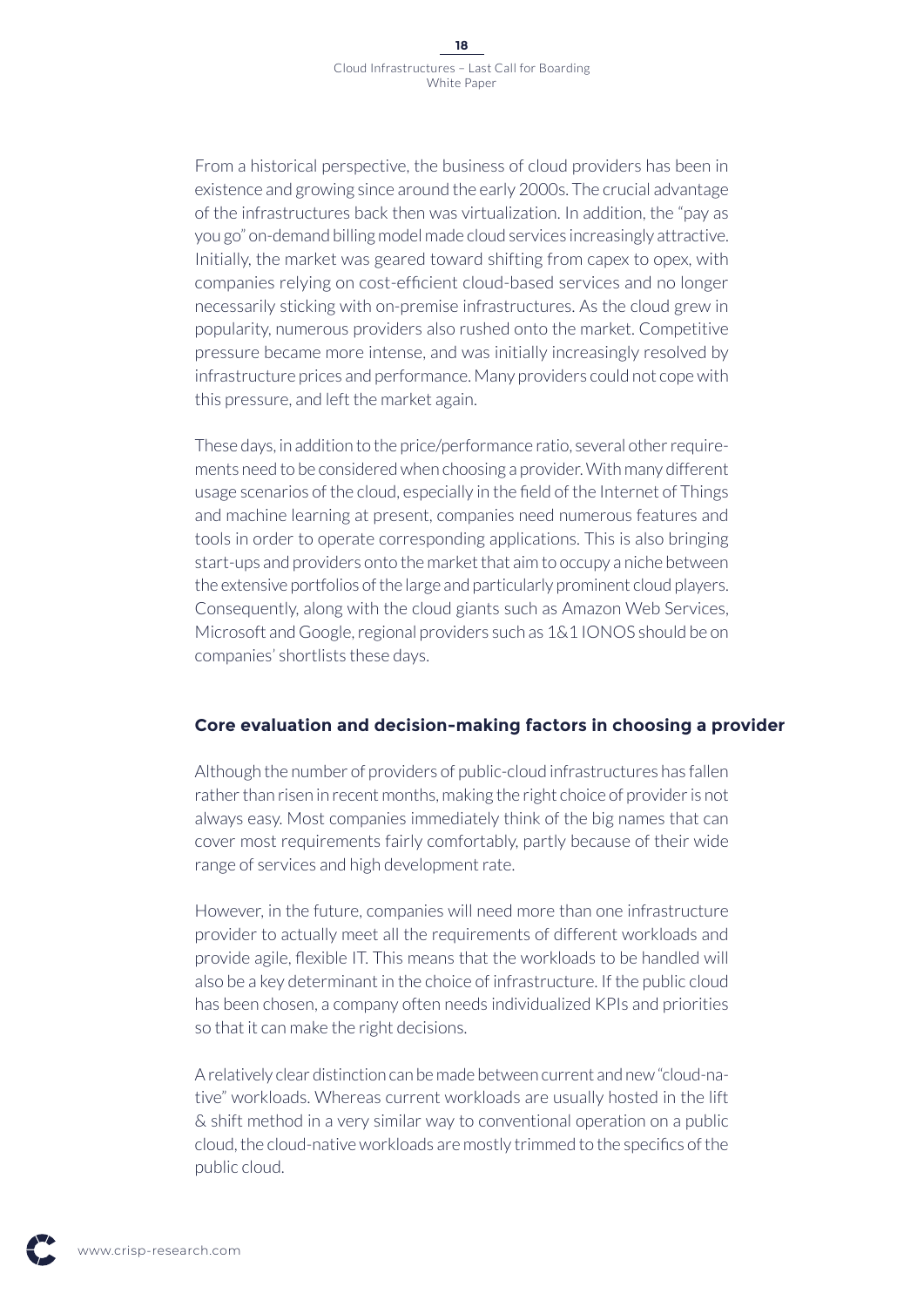From a historical perspective, the business of cloud providers has been in existence and growing since around the early 2000s. The crucial advantage of the infrastructures back then was virtualization. In addition, the "pay as you go" on-demand billing model made cloud services increasingly attractive. Initially, the market was geared toward shifting from capex to opex, with companies relying on cost-efficient cloud-based services and no longer necessarily sticking with on-premise infrastructures. As the cloud grew in popularity, numerous providers also rushed onto the market. Competitive pressure became more intense, and was initially increasingly resolved by infrastructure prices and performance. Many providers could not cope with this pressure, and left the market again.

These days, in addition to the price/performance ratio, several other requirements need to be considered when choosing a provider. With many different usage scenarios of the cloud, especially in the field of the Internet of Things and machine learning at present, companies need numerous features and tools in order to operate corresponding applications. This is also bringing start-ups and providers onto the market that aim to occupy a niche between the extensive portfolios of the large and particularly prominent cloud players. Consequently, along with the cloud giants such as Amazon Web Services, Microsoft and Google, regional providers such as 1&1 IONOS should be on companies' shortlists these days.

### Core evaluation and decision-making factors in choosing a provider

Although the number of providers of public-cloud infrastructures has fallen rather than risen in recent months, making the right choice of provider is not always easy. Most companies immediately think of the big names that can cover most requirements fairly comfortably, partly because of their wide range of services and high development rate.

However, in the future, companies will need more than one infrastructure provider to actually meet all the requirements of different workloads and provide agile, flexible IT. This means that the workloads to be handled will also be a key determinant in the choice of infrastructure. If the public cloud has been chosen, a company often needs individualized KPIs and priorities so that it can make the right decisions.

A relatively clear distinction can be made between current and new "cloud-native" workloads. Whereas current workloads are usually hosted in the lift & shift method in a very similar way to conventional operation on a public cloud, the cloud-native workloads are mostly trimmed to the specifics of the public cloud.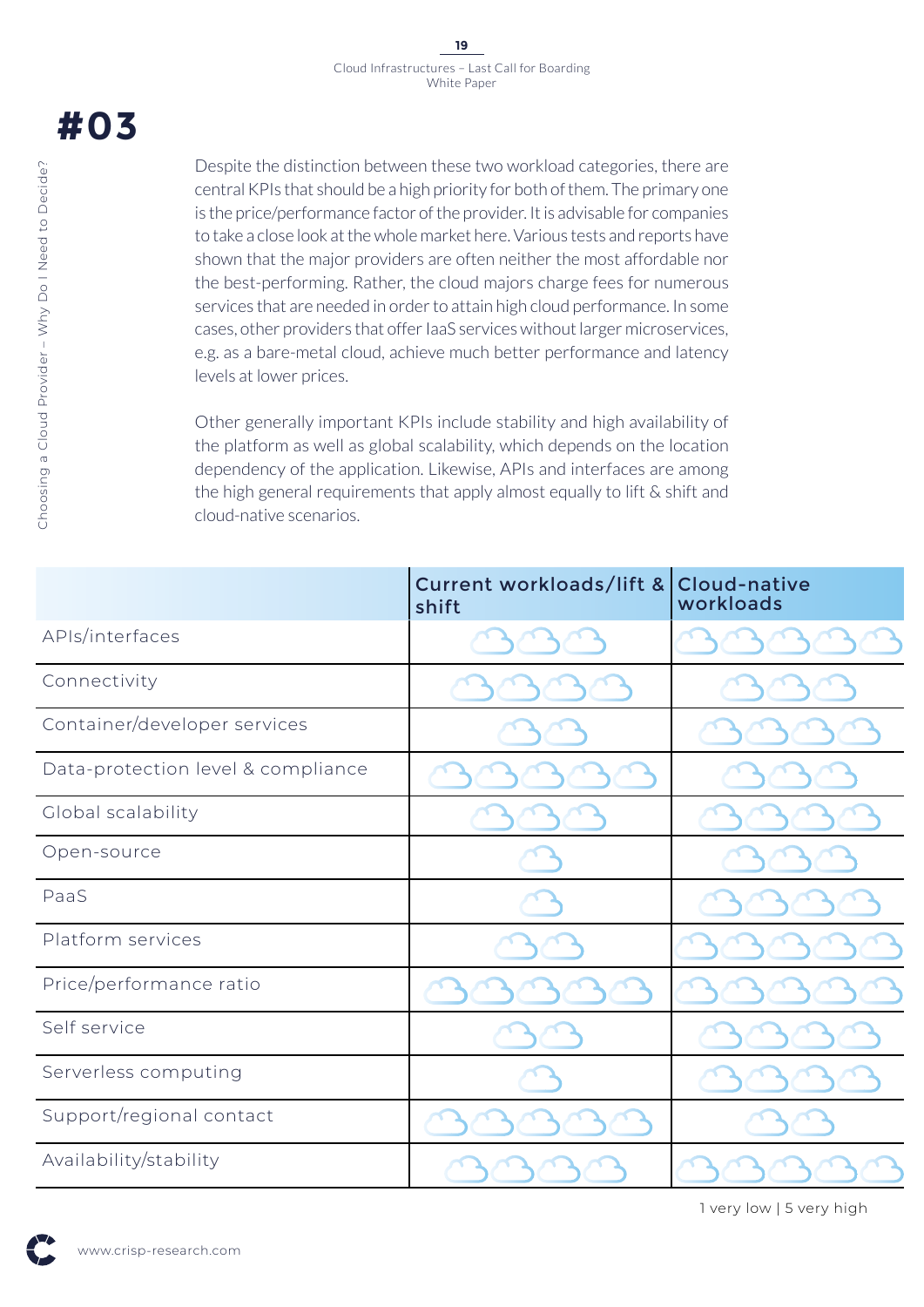# #03

Despite the distinction between these two workload categories, there are central KPIs that should be a high priority for both of them. The primary one is the price/performance factor of the provider. It is advisable for companies to take a close look at the whole market here. Various tests and reports have shown that the major providers are often neither the most affordable nor the best-performing. Rather, the cloud majors charge fees for numerous services that are needed in order to attain high cloud performance. In some cases, other providers that offer IaaS services without larger microservices, e.g. as a bare-metal cloud, achieve much better performance and latency levels at lower prices.

Other generally important KPIs include stability and high availability of the platform as well as global scalability, which depends on the location dependency of the application. Likewise, APIs and interfaces are among the high general requirements that apply almost equally to lift & shift and cloud-native scenarios.

| | Current workloads/lift & shift | Cloud-native workloads |
|---|---|---|
| APIs/interfaces | 3 | 5 |
| Connectivity | 4 | 3 |
| Container/developer services | 2 | 4 |
| Data-protection level & compliance | 5 | 3 |
| Global scalability | 3 | 4 |
| Open-source | 1 | 3 |
| PaaS | 1 | 4 |
| Platform services | 2 | 5 |
| Price/performance ratio | 5 | 5 |
| Self service | 2 | 4 |
| Serverless computing | 1 | 4 |
| Support/regional contact | 5 | 2 |
| Availability/stability | 4 | 5 |

1 very low | 5 very high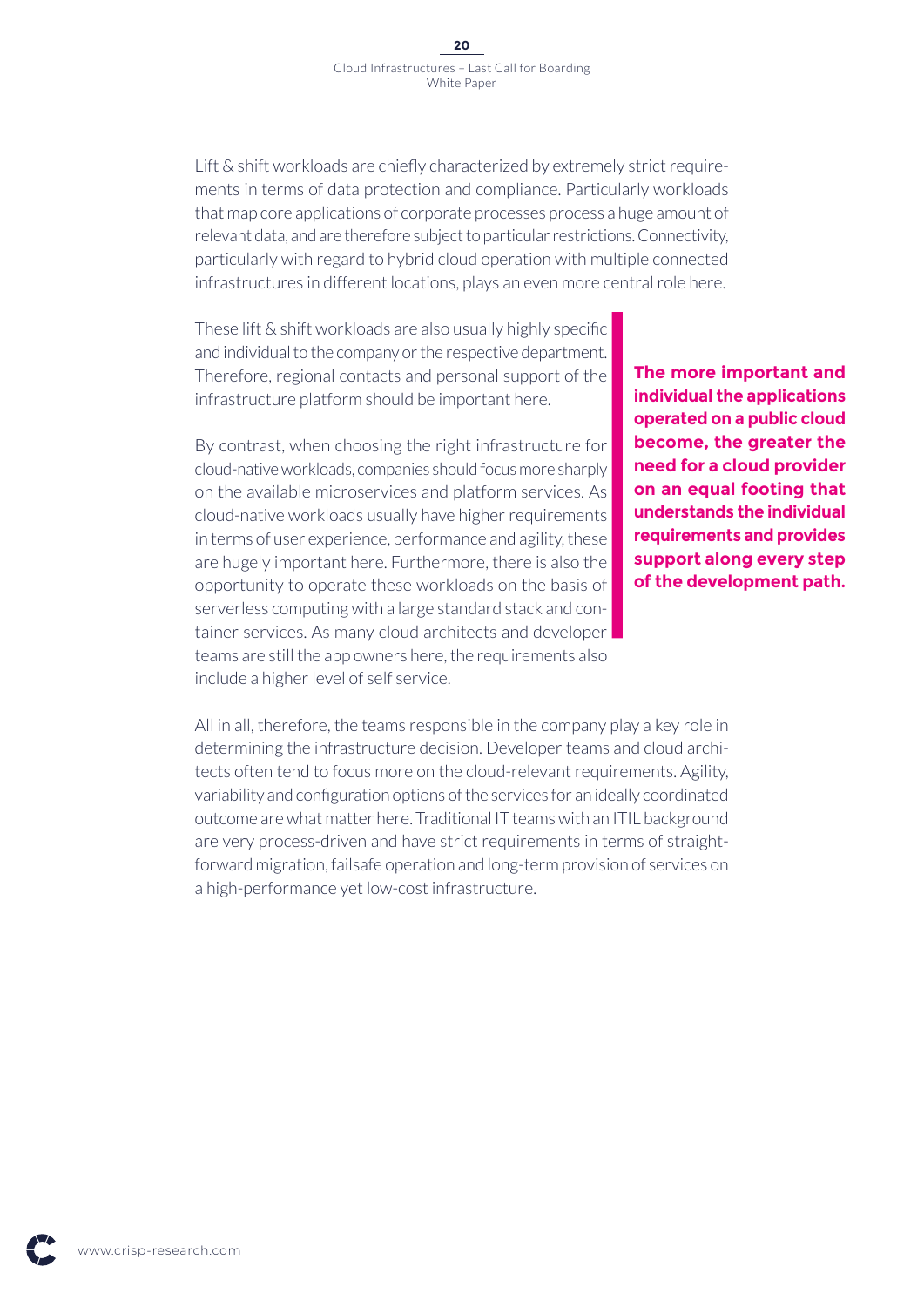Lift & shift workloads are chiefly characterized by extremely strict requirements in terms of data protection and compliance. Particularly workloads that map core applications of corporate processes process a huge amount of relevant data, and are therefore subject to particular restrictions. Connectivity, particularly with regard to hybrid cloud operation with multiple connected infrastructures in different locations, plays an even more central role here.

These lift & shift workloads are also usually highly specific and individual to the company or the respective department. Therefore, regional contacts and personal support of the infrastructure platform should be important here.

By contrast, when choosing the right infrastructure for cloud-native workloads, companies should focus more sharply on the available microservices and platform services. As cloud-native workloads usually have higher requirements in terms of user experience, performance and agility, these are hugely important here. Furthermore, there is also the opportunity to operate these workloads on the basis of serverless computing with a large standard stack and container services. As many cloud architects and developer teams are still the app owners here, the requirements also include a higher level of self service.

**The more important and individual the applications operated on a public cloud become, the greater the need for a cloud provider on an equal footing that understands the individual requirements and provides support along every step of the development path.**

All in all, therefore, the teams responsible in the company play a key role in determining the infrastructure decision. Developer teams and cloud architects often tend to focus more on the cloud-relevant requirements. Agility, variability and configuration options of the services for an ideally coordinated outcome are what matter here. Traditional IT teams with an ITIL background are very process-driven and have strict requirements in terms of straightforward migration, failsafe operation and long-term provision of services on a high-performance yet low-cost infrastructure.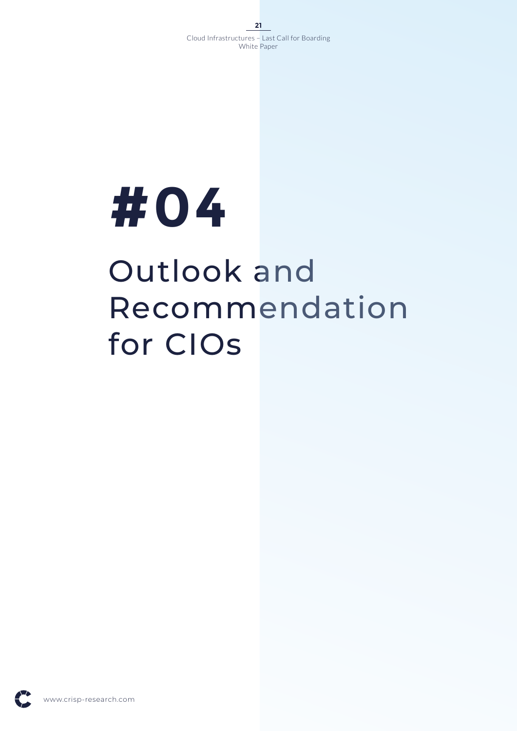# #04

# Outlook and Recommendation for CIOs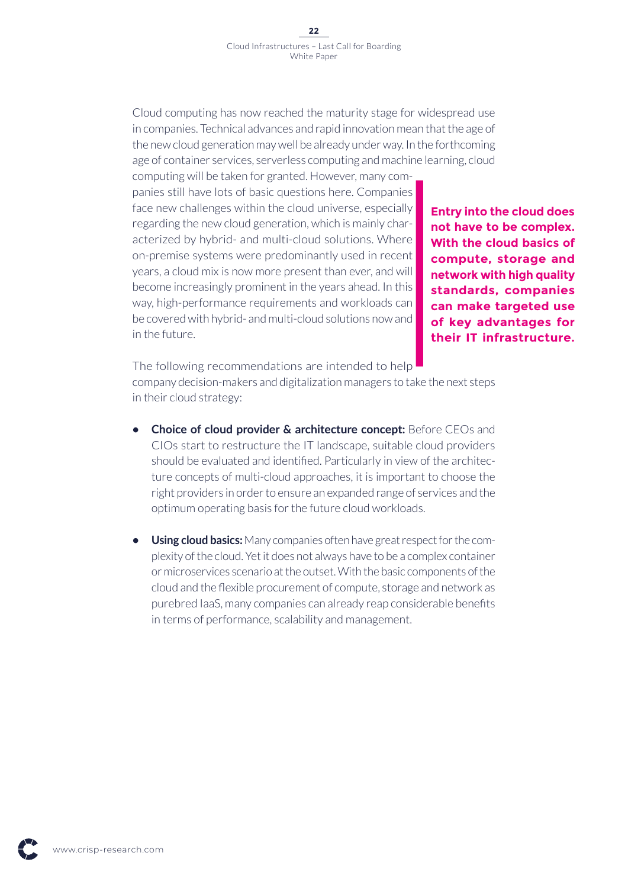Cloud computing has now reached the maturity stage for widespread use in companies. Technical advances and rapid innovation mean that the age of the new cloud generation may well be already under way. In the forthcoming age of container services, serverless computing and machine learning, cloud computing will be taken for granted. However, many companies still have lots of basic questions here. Companies face new challenges within the cloud universe, especially regarding the new cloud generation, which is mainly characterized by hybrid- and multi-cloud solutions. Where on-premise systems were predominantly used in recent years, a cloud mix is now more present than ever, and will become increasingly prominent in the years ahead. In this way, high-performance requirements and workloads can be covered with hybrid- and multi-cloud solutions now and in the future.

> **Entry into the cloud does not have to be complex. With the cloud basics of compute, storage and network with high quality standards, companies can make targeted use of key advantages for their IT infrastructure.**

The following recommendations are intended to help company decision-makers and digitalization managers to take the next steps in their cloud strategy:

- **Choice of cloud provider & architecture concept:** Before CEOs and CIOs start to restructure the IT landscape, suitable cloud providers should be evaluated and identified. Particularly in view of the architecture concepts of multi-cloud approaches, it is important to choose the right providers in order to ensure an expanded range of services and the optimum operating basis for the future cloud workloads.

- **Using cloud basics:** Many companies often have great respect for the complexity of the cloud. Yet it does not always have to be a complex container or microservices scenario at the outset. With the basic components of the cloud and the flexible procurement of compute, storage and network as purebred IaaS, many companies can already reap considerable benefits in terms of performance, scalability and management.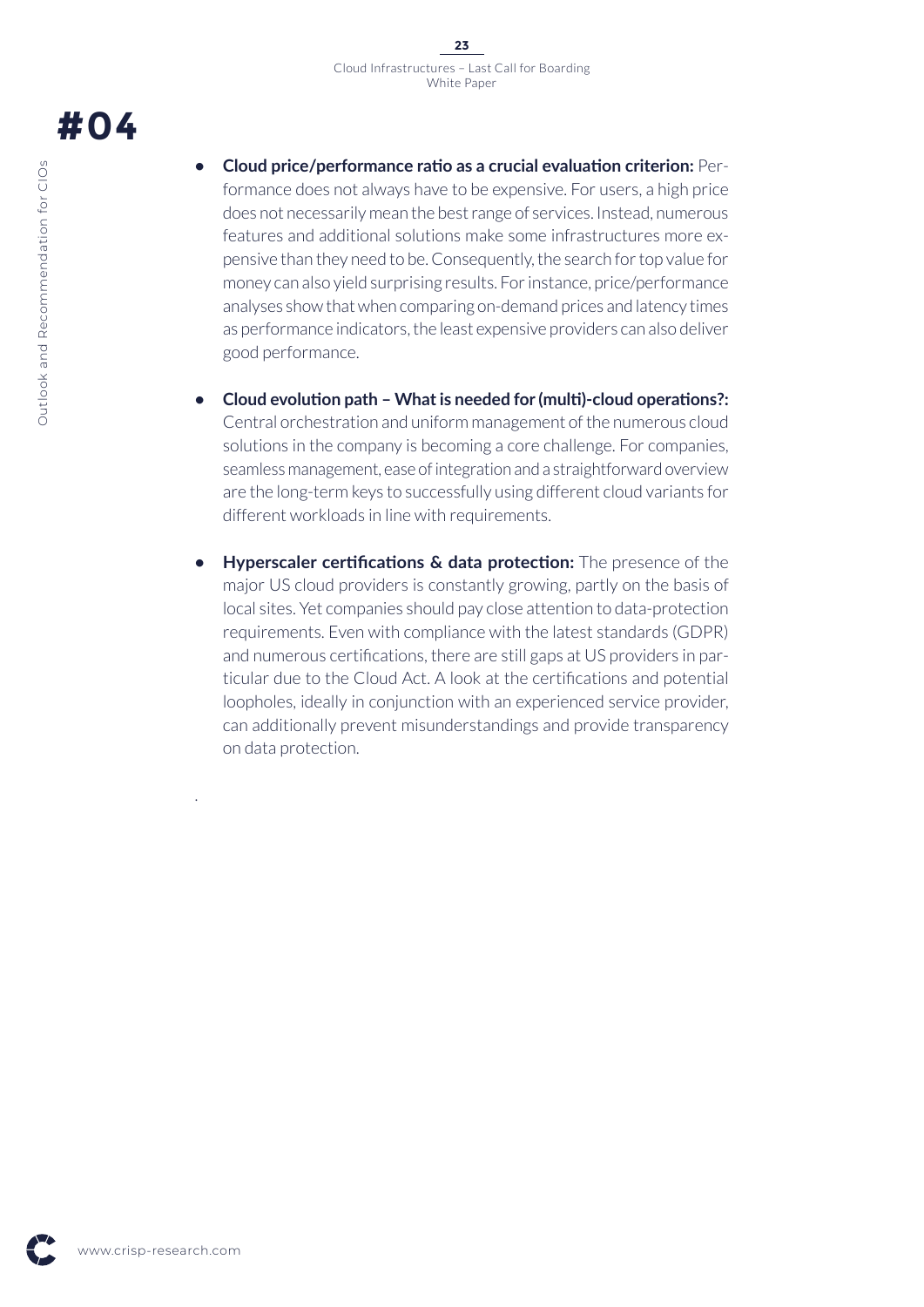# #04

- **Cloud price/performance ratio as a crucial evaluation criterion:** Performance does not always have to be expensive. For users, a high price does not necessarily mean the best range of services. Instead, numerous features and additional solutions make some infrastructures more expensive than they need to be. Consequently, the search for top value for money can also yield surprising results. For instance, price/performance analyses show that when comparing on-demand prices and latency times as performance indicators, the least expensive providers can also deliver good performance.

- **Cloud evolution path – What is needed for (multi)-cloud operations?:** Central orchestration and uniform management of the numerous cloud solutions in the company is becoming a core challenge. For companies, seamless management, ease of integration and a straightforward overview are the long-term keys to successfully using different cloud variants for different workloads in line with requirements.

- **Hyperscaler certifications & data protection:** The presence of the major US cloud providers is constantly growing, partly on the basis of local sites. Yet companies should pay close attention to data-protection requirements. Even with compliance with the latest standards (GDPR) and numerous certifications, there are still gaps at US providers in particular due to the Cloud Act. A look at the certifications and potential loopholes, ideally in conjunction with an experienced service provider, can additionally prevent misunderstandings and provide transparency on data protection.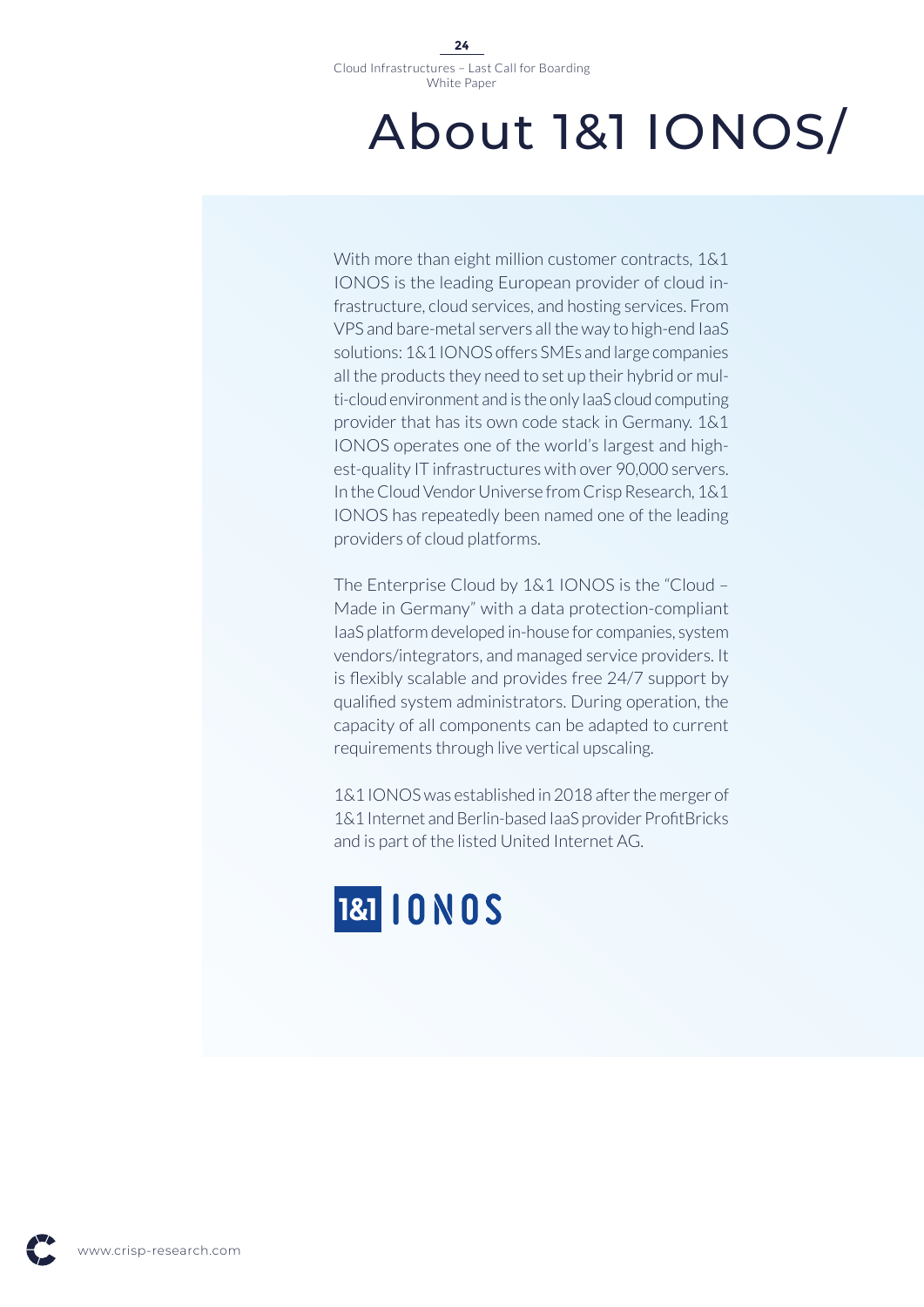# About 1&1 IONOS/

With more than eight million customer contracts, 1&1 IONOS is the leading European provider of cloud infrastructure, cloud services, and hosting services. From VPS and bare-metal servers all the way to high-end IaaS solutions: 1&1 IONOS offers SMEs and large companies all the products they need to set up their hybrid or multi-cloud environment and is the only IaaS cloud computing provider that has its own code stack in Germany. 1&1 IONOS operates one of the world's largest and highest-quality IT infrastructures with over 90,000 servers. In the Cloud Vendor Universe from Crisp Research, 1&1 IONOS has repeatedly been named one of the leading providers of cloud platforms.

The Enterprise Cloud by 1&1 IONOS is the "Cloud – Made in Germany" with a data protection-compliant IaaS platform developed in-house for companies, system vendors/integrators, and managed service providers. It is flexibly scalable and provides free 24/7 support by qualified system administrators. During operation, the capacity of all components can be adapted to current requirements through live vertical upscaling.

1&1 IONOS was established in 2018 after the merger of 1&1 Internet and Berlin-based IaaS provider ProfitBricks and is part of the listed United Internet AG.

1&1 IONOS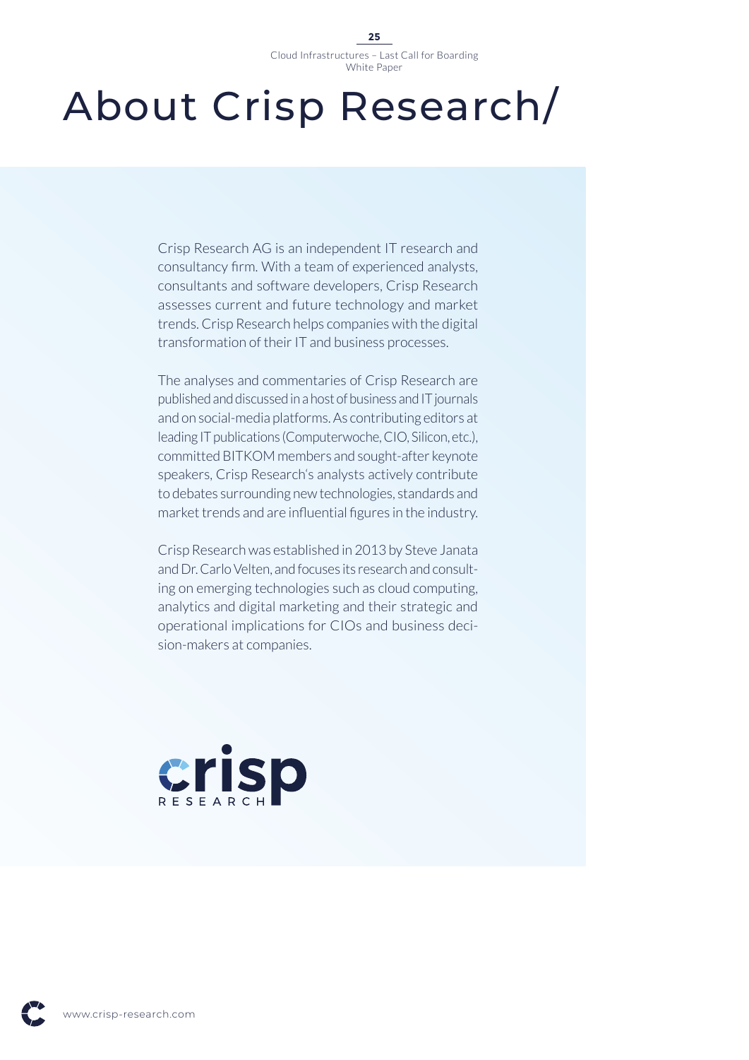# About Crisp Research/

Crisp Research AG is an independent IT research and consultancy firm. With a team of experienced analysts, consultants and software developers, Crisp Research assesses current and future technology and market trends. Crisp Research helps companies with the digital transformation of their IT and business processes.

The analyses and commentaries of Crisp Research are published and discussed in a host of business and IT journals and on social-media platforms. As contributing editors at leading IT publications (Computerwoche, CIO, Silicon, etc.), committed BITKOM members and sought-after keynote speakers, Crisp Research's analysts actively contribute to debates surrounding new technologies, standards and market trends and are influential figures in the industry.

Crisp Research was established in 2013 by Steve Janata and Dr. Carlo Velten, and focuses its research and consulting on emerging technologies such as cloud computing, analytics and digital marketing and their strategic and operational implications for CIOs and business decision-makers at companies.

crisp RESEARCH

www.crisp-research.com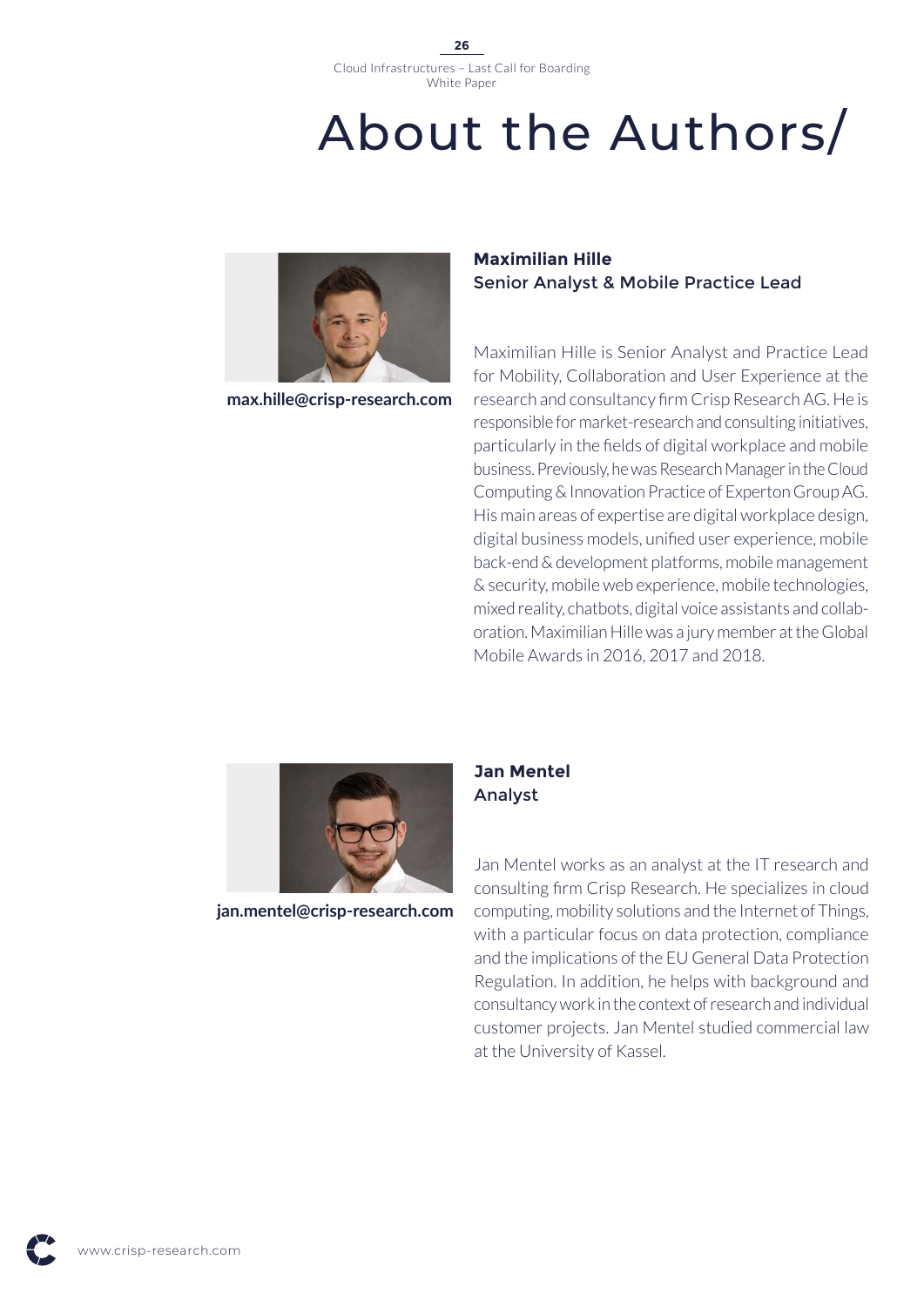# About the Authors/

**max.hille@crisp-research.com**

## Maximilian Hille
### Senior Analyst & Mobile Practice Lead

Maximilian Hille is Senior Analyst and Practice Lead for Mobility, Collaboration and User Experience at the research and consultancy firm Crisp Research AG. He is responsible for market-research and consulting initiatives, particularly in the fields of digital workplace and mobile business. Previously, he was Research Manager in the Cloud Computing & Innovation Practice of Experton Group AG. His main areas of expertise are digital workplace design, digital business models, unified user experience, mobile back-end & development platforms, mobile management & security, mobile web experience, mobile technologies, mixed reality, chatbots, digital voice assistants and collaboration. Maximilian Hille was a jury member at the Global Mobile Awards in 2016, 2017 and 2018.

**jan.mentel@crisp-research.com**

## Jan Mentel
### Analyst

Jan Mentel works as an analyst at the IT research and consulting firm Crisp Research. He specializes in cloud computing, mobility solutions and the Internet of Things, with a particular focus on data protection, compliance and the implications of the EU General Data Protection Regulation. In addition, he helps with background and consultancy work in the context of research and individual customer projects. Jan Mentel studied commercial law at the University of Kassel.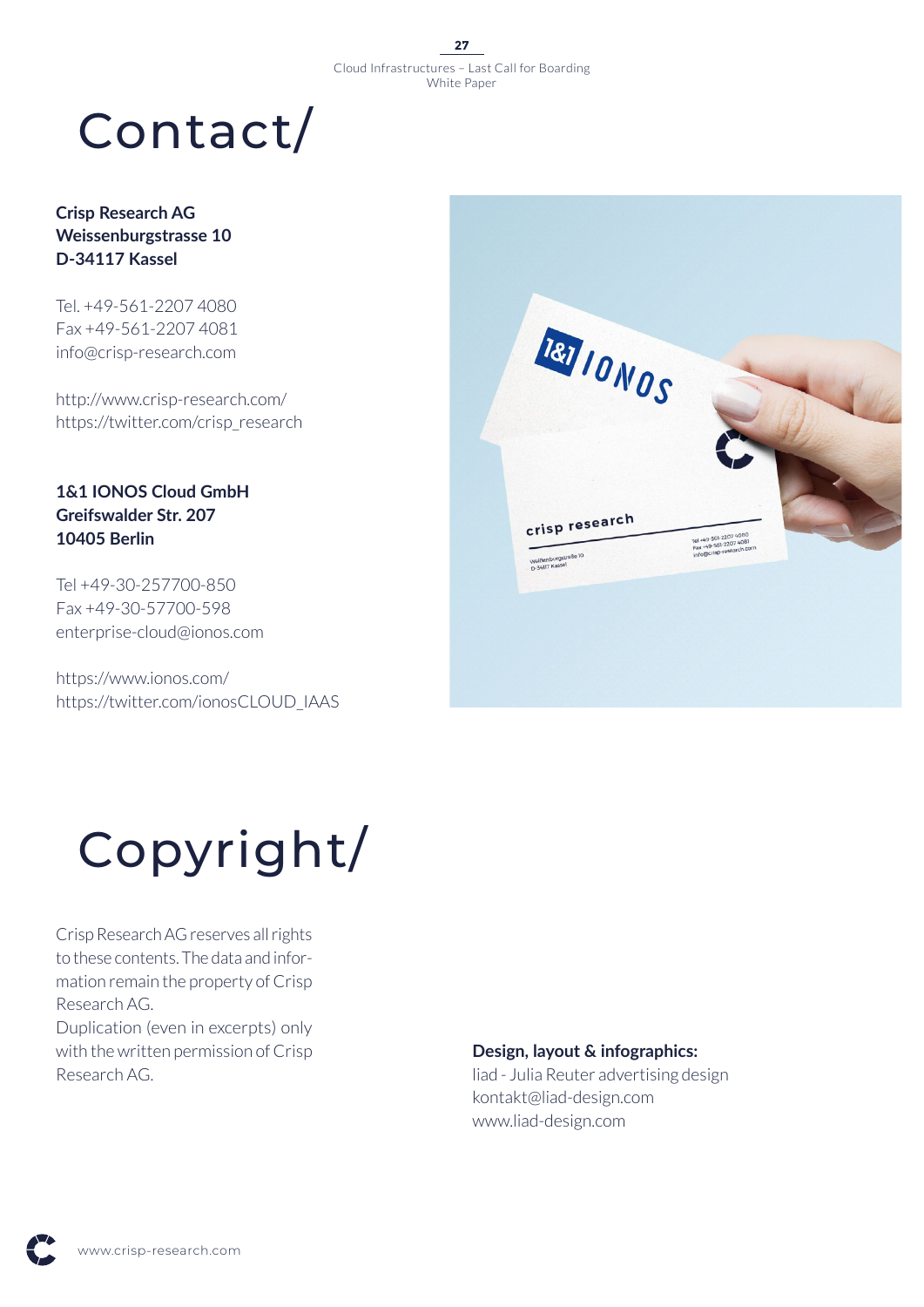# Contact/

**Crisp Research AG**
**Weissenburgstrasse 10**
**D-34117 Kassel**

Tel. +49-561-2207 4080
Fax +49-561-2207 4081
info@crisp-research.com

http://www.crisp-research.com/
https://twitter.com/crisp_research

**1&1 IONOS Cloud GmbH**
**Greifswalder Str. 207**
**10405 Berlin**

Tel +49-30-257700-850
Fax +49-30-57700-598
enterprise-cloud@ionos.com

https://www.ionos.com/
https://twitter.com/ionosCLOUD_IAAS

# Copyright/

Crisp Research AG reserves all rights to these contents. The data and information remain the property of Crisp Research AG.
Duplication (even in excerpts) only with the written permission of Crisp Research AG.

**Design, layout & infographics:**
liad - Julia Reuter advertising design
kontakt@liad-design.com
www.liad-design.com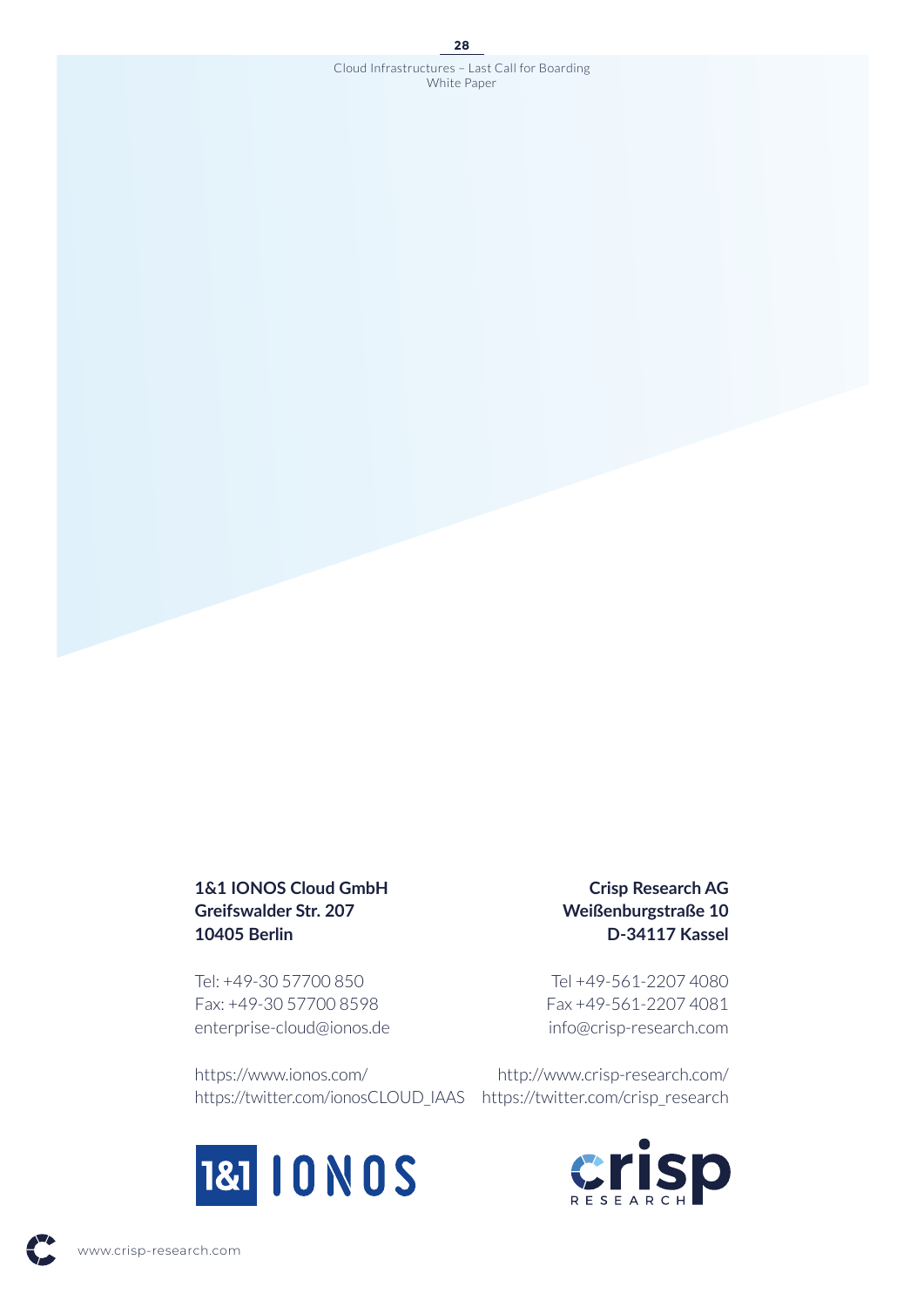**1&1 IONOS Cloud GmbH**
**Greifswalder Str. 207**
**10405 Berlin**

Tel: +49-30 57700 850
Fax: +49-30 57700 8598
enterprise-cloud@ionos.de

https://www.ionos.com/
https://twitter.com/ionosCLOUD_IAAS

**Crisp Research AG**
**Weißenburgstraße 10**
**D-34117 Kassel**

Tel +49-561-2207 4080
Fax +49-561-2207 4081
info@crisp-research.com

http://www.crisp-research.com/
https://twitter.com/crisp_research